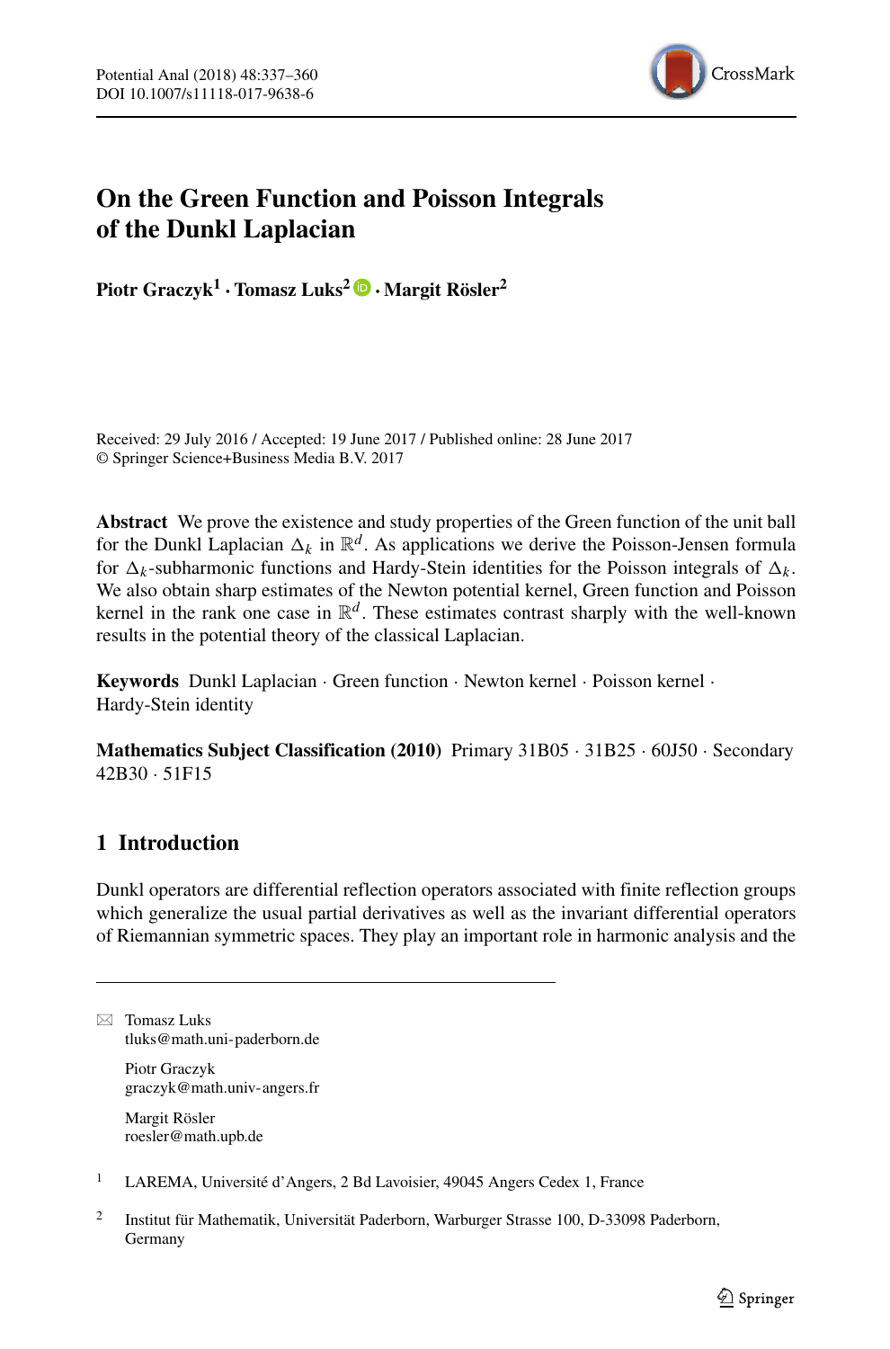# On the Green Function and Poisson Integrals of the Dunkl Laplacian

**Piotr Graczyk[1] · Tomasz Luks[2] · Margit Rösler[2]**

Received: 29 July 2016 / Accepted: 19 June 2017 / Published online: 28 June 2017
© Springer Science+Business Media B.V. 2017

**Abstract** We prove the existence and study properties of the Green function of the unit ball for the Dunkl Laplacian $\Delta_k$ in $\mathbb{R}^d$. As applications we derive the Poisson-Jensen formula for $\Delta_k$-subharmonic functions and Hardy-Stein identities for the Poisson integrals of $\Delta_k$. We also obtain sharp estimates of the Newton potential kernel, Green function and Poisson kernel in the rank one case in $\mathbb{R}^d$. These estimates contrast sharply with the well-known results in the potential theory of the classical Laplacian.

**Keywords** Dunkl Laplacian · Green function · Newton kernel · Poisson kernel · Hardy-Stein identity

**Mathematics Subject Classification (2010)** Primary 31B05 · 31B25 · 60J50 · Secondary 42B30 · 51F15

## 1 Introduction

Dunkl operators are differential reflection operators associated with finite reflection groups which generalize the usual partial derivatives as well as the invariant differential operators of Riemannian symmetric spaces. They play an important role in harmonic analysis and the

---

✉ Tomasz Luks
tluks@math.uni-paderborn.de

Piotr Graczyk
graczyk@math.univ-angers.fr

Margit Rösler
roesler@math.upb.de

[1] LAREMA, Université d'Angers, 2 Bd Lavoisier, 49045 Angers Cedex 1, France

[2] Institut für Mathematik, Universität Paderborn, Warburger Strasse 100, D-33098 Paderborn, Germany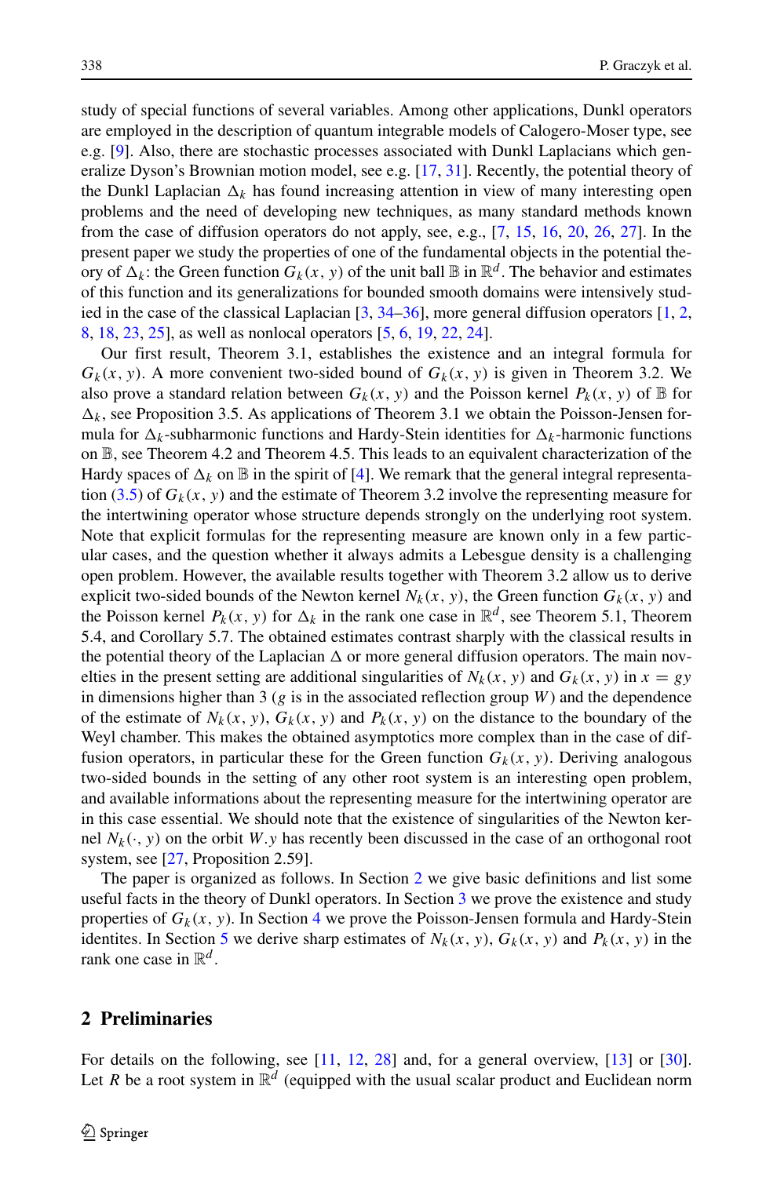study of special functions of several variables. Among other applications, Dunkl operators are employed in the description of quantum integrable models of Calogero-Moser type, see e.g. [9]. Also, there are stochastic processes associated with Dunkl Laplacians which generalize Dyson's Brownian motion model, see e.g. [17, 31]. Recently, the potential theory of the Dunkl Laplacian $\Delta_k$ has found increasing attention in view of many interesting open problems and the need of developing new techniques, as many standard methods known from the case of diffusion operators do not apply, see, e.g., [7, 15, 16, 20, 26, 27]. In the present paper we study the properties of one of the fundamental objects in the potential theory of $\Delta_k$: the Green function $G_k(x, y)$ of the unit ball $\mathbb{B}$ in $\mathbb{R}^d$. The behavior and estimates of this function and its generalizations for bounded smooth domains were intensively studied in the case of the classical Laplacian [3, 34–36], more general diffusion operators [1, 2, 8, 18, 23, 25], as well as nonlocal operators [5, 6, 19, 22, 24].

Our first result, Theorem 3.1, establishes the existence and an integral formula for $G_k(x, y)$. A more convenient two-sided bound of $G_k(x, y)$ is given in Theorem 3.2. We also prove a standard relation between $G_k(x, y)$ and the Poisson kernel $P_k(x, y)$ of $\mathbb{B}$ for $\Delta_k$, see Proposition 3.5. As applications of Theorem 3.1 we obtain the Poisson-Jensen formula for $\Delta_k$-subharmonic functions and Hardy-Stein identities for $\Delta_k$-harmonic functions on $\mathbb{B}$, see Theorem 4.2 and Theorem 4.5. This leads to an equivalent characterization of the Hardy spaces of $\Delta_k$ on $\mathbb{B}$ in the spirit of [4]. We remark that the general integral representation (3.5) of $G_k(x, y)$ and the estimate of Theorem 3.2 involve the representing measure for the intertwining operator whose structure depends strongly on the underlying root system. Note that explicit formulas for the representing measure are known only in a few particular cases, and the question whether it always admits a Lebesgue density is a challenging open problem. However, the available results together with Theorem 3.2 allow us to derive explicit two-sided bounds of the Newton kernel $N_k(x, y)$, the Green function $G_k(x, y)$ and the Poisson kernel $P_k(x, y)$ for $\Delta_k$ in the rank one case in $\mathbb{R}^d$, see Theorem 5.1, Theorem 5.4, and Corollary 5.7. The obtained estimates contrast sharply with the classical results in the potential theory of the Laplacian $\Delta$ or more general diffusion operators. The main novelties in the present setting are additional singularities of $N_k(x, y)$ and $G_k(x, y)$ in $x = gy$ in dimensions higher than 3 ($g$ is in the associated reflection group $W$) and the dependence of the estimate of $N_k(x, y)$, $G_k(x, y)$ and $P_k(x, y)$ on the distance to the boundary of the Weyl chamber. This makes the obtained asymptotics more complex than in the case of diffusion operators, in particular these for the Green function $G_k(x, y)$. Deriving analogous two-sided bounds in the setting of any other root system is an interesting open problem, and available informations about the representing measure for the intertwining operator are in this case essential. We should note that the existence of singularities of the Newton kernel $N_k(\cdot, y)$ on the orbit $W.y$ has recently been discussed in the case of an orthogonal root system, see [27, Proposition 2.59].

The paper is organized as follows. In Section 2 we give basic definitions and list some useful facts in the theory of Dunkl operators. In Section 3 we prove the existence and study properties of $G_k(x, y)$. In Section 4 we prove the Poisson-Jensen formula and Hardy-Stein identites. In Section 5 we derive sharp estimates of $N_k(x, y)$, $G_k(x, y)$ and $P_k(x, y)$ in the rank one case in $\mathbb{R}^d$.

## 2 Preliminaries

For details on the following, see [11, 12, 28] and, for a general overview, [13] or [30]. Let $R$ be a root system in $\mathbb{R}^d$ (equipped with the usual scalar product and Euclidean norm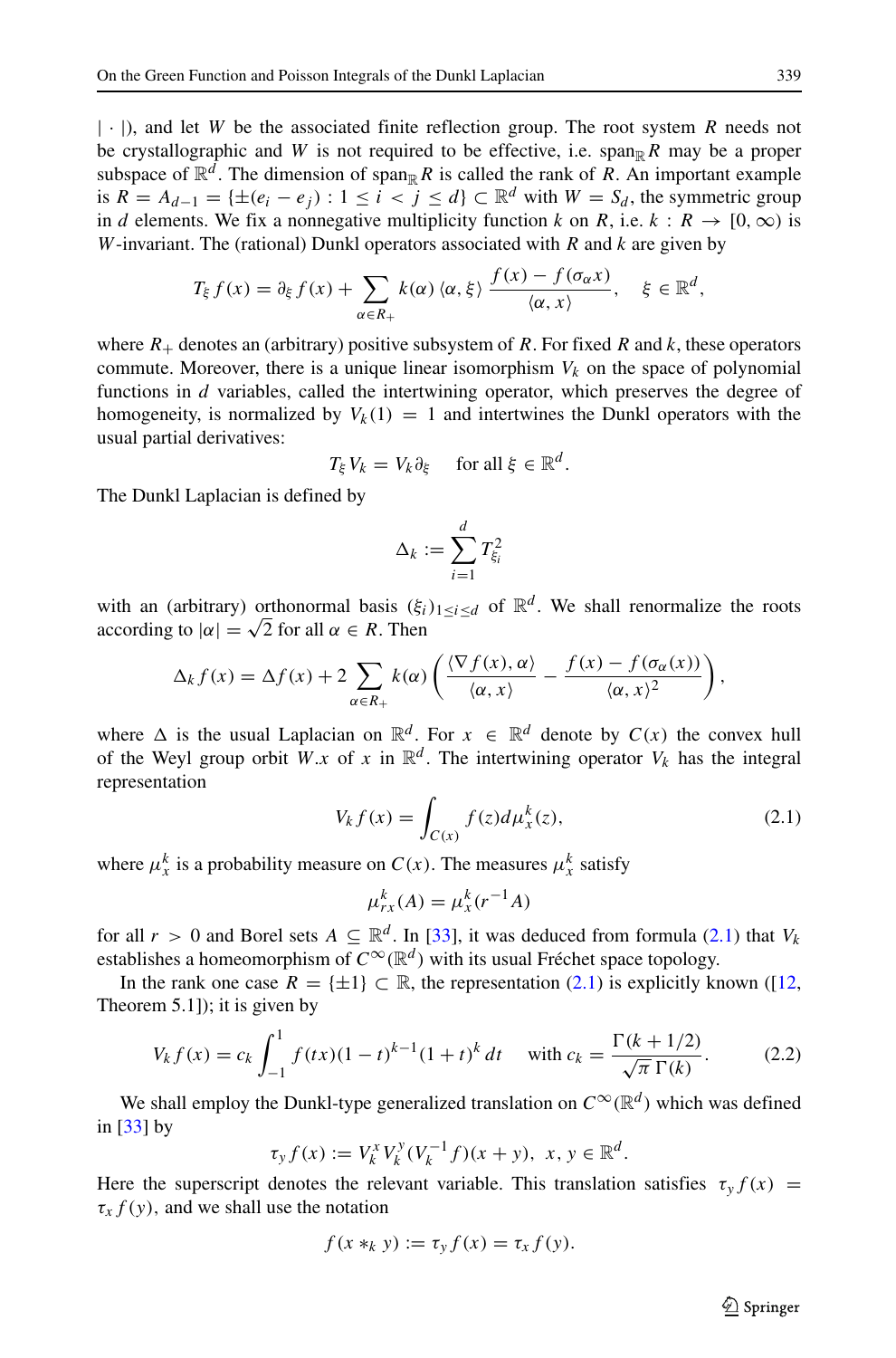$|\cdot|$), and let $W$ be the associated finite reflection group. The root system $R$ needs not be crystallographic and $W$ is not required to be effective, i.e. $\text{span}_{\mathbb{R}} R$ may be a proper subspace of $\mathbb{R}^d$. The dimension of $\text{span}_{\mathbb{R}} R$ is called the rank of $R$. An important example is $R = A_{d-1} = \{\pm(e_i - e_j) : 1 \leq i < j \leq d\} \subset \mathbb{R}^d$ with $W = S_d$, the symmetric group in $d$ elements. We fix a nonnegative multiplicity function $k$ on $R$, i.e. $k : R \to [0, \infty)$ is $W$-invariant. The (rational) Dunkl operators associated with $R$ and $k$ are given by

$$T_\xi f(x) = \partial_\xi f(x) + \sum_{\alpha \in R_+} k(\alpha) \langle \alpha, \xi \rangle \frac{f(x) - f(\sigma_\alpha x)}{\langle \alpha, x \rangle}, \quad \xi \in \mathbb{R}^d,$$

where $R_+$ denotes an (arbitrary) positive subsystem of $R$. For fixed $R$ and $k$, these operators commute. Moreover, there is a unique linear isomorphism $V_k$ on the space of polynomial functions in $d$ variables, called the intertwining operator, which preserves the degree of homogeneity, is normalized by $V_k(1) = 1$ and intertwines the Dunkl operators with the usual partial derivatives:

$$T_\xi V_k = V_k \partial_\xi \quad \text{for all } \xi \in \mathbb{R}^d.$$

The Dunkl Laplacian is defined by

$$\Delta_k := \sum_{i=1}^d T_{\xi_i}^2$$

with an (arbitrary) orthonormal basis $(\xi_i)_{1 \leq i \leq d}$ of $\mathbb{R}^d$. We shall renormalize the roots according to $|\alpha| = \sqrt{2}$ for all $\alpha \in R$. Then

$$\Delta_k f(x) = \Delta f(x) + 2 \sum_{\alpha \in R_+} k(\alpha) \left( \frac{\langle \nabla f(x), \alpha \rangle}{\langle \alpha, x \rangle} - \frac{f(x) - f(\sigma_\alpha(x))}{\langle \alpha, x \rangle^2} \right),$$

where $\Delta$ is the usual Laplacian on $\mathbb{R}^d$. For $x \in \mathbb{R}^d$ denote by $C(x)$ the convex hull of the Weyl group orbit $W.x$ of $x$ in $\mathbb{R}^d$. The intertwining operator $V_k$ has the integral representation

$$V_k f(x) = \int_{C(x)} f(z) d\mu_x^k(z), \tag{2.1}$$

where $\mu_x^k$ is a probability measure on $C(x)$. The measures $\mu_x^k$ satisfy

$$\mu_{rx}^k(A) = \mu_x^k(r^{-1}A)$$

for all $r > 0$ and Borel sets $A \subseteq \mathbb{R}^d$. In [33], it was deduced from formula (2.1) that $V_k$ establishes a homeomorphism of $C^\infty(\mathbb{R}^d)$ with its usual Fréchet space topology.

In the rank one case $R = \{\pm 1\} \subset \mathbb{R}$, the representation (2.1) is explicitly known ([12, Theorem 5.1]); it is given by

$$V_k f(x) = c_k \int_{-1}^1 f(tx)(1-t)^{k-1}(1+t)^k \, dt \quad \text{with } c_k = \frac{\Gamma(k+1/2)}{\sqrt{\pi}\,\Gamma(k)}. \tag{2.2}$$

We shall employ the Dunkl-type generalized translation on $C^\infty(\mathbb{R}^d)$ which was defined in [33] by

$$\tau_y f(x) := V_k^x V_k^y (V_k^{-1} f)(x + y), \;\; x, y \in \mathbb{R}^d.$$

Here the superscript denotes the relevant variable. This translation satisfies $\tau_y f(x) = \tau_x f(y)$, and we shall use the notation

$$f(x *_k y) := \tau_y f(x) = \tau_x f(y).$$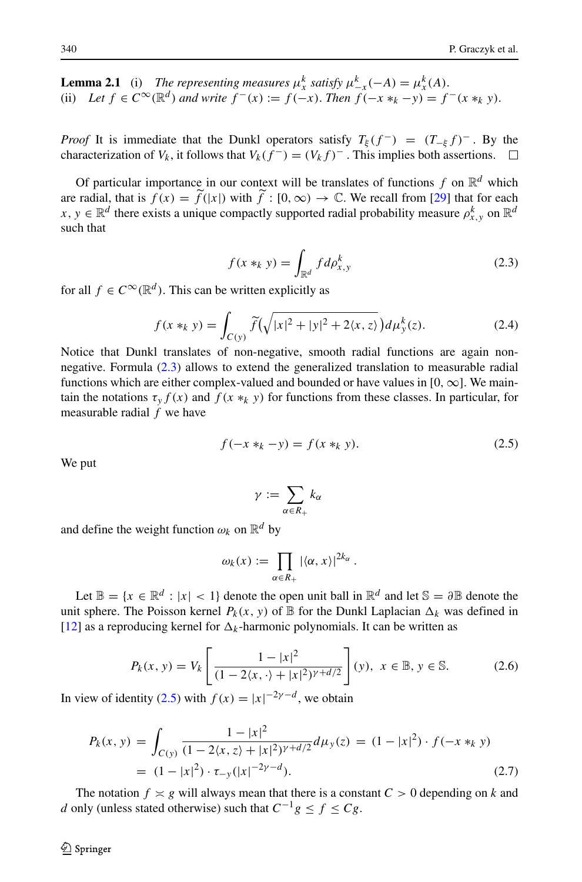**Lemma 2.1** (i) *The representing measures $\mu_x^k$ satisfy $\mu_{-x}^k(-A) = \mu_x^k(A)$.*
(ii) *Let $f \in C^\infty(\mathbb{R}^d)$ and write $f^-(x) := f(-x)$. Then $f(-x *_k -y) = f^-(x *_k y)$.*

*Proof* It is immediate that the Dunkl operators satisfy $T_\xi(f^-) = (T_{-\xi} f)^-$. By the characterization of $V_k$, it follows that $V_k(f^-) = (V_k f)^-$. This implies both assertions. $\square$

Of particular importance in our context will be translates of functions $f$ on $\mathbb{R}^d$ which are radial, that is $f(x) = \widetilde{f}(|x|)$ with $\widetilde{f} : [0, \infty) \to \mathbb{C}$. We recall from [29] that for each $x, y \in \mathbb{R}^d$ there exists a unique compactly supported radial probability measure $\rho_{x,y}^k$ on $\mathbb{R}^d$ such that

$$f(x *_k y) = \int_{\mathbb{R}^d} f \, d\rho_{x,y}^k \tag{2.3}$$

for all $f \in C^\infty(\mathbb{R}^d)$. This can be written explicitly as

$$f(x *_k y) = \int_{C(y)} \widetilde{f}\Big(\sqrt{|x|^2 + |y|^2 + 2\langle x, z\rangle}\Big) d\mu_y^k(z). \tag{2.4}$$

Notice that Dunkl translates of non-negative, smooth radial functions are again non-negative. Formula (2.3) allows to extend the generalized translation to measurable radial functions which are either complex-valued and bounded or have values in $[0, \infty]$. We maintain the notations $\tau_y f(x)$ and $f(x *_k y)$ for functions from these classes. In particular, for measurable radial $f$ we have

$$f(-x *_k -y) = f(x *_k y). \tag{2.5}$$

We put

$$\gamma := \sum_{\alpha \in R_+} k_\alpha$$

and define the weight function $\omega_k$ on $\mathbb{R}^d$ by

$$\omega_k(x) := \prod_{\alpha \in R_+} |\langle \alpha, x\rangle|^{2k_\alpha}.$$

Let $\mathbb{B} = \{x \in \mathbb{R}^d : |x| < 1\}$ denote the open unit ball in $\mathbb{R}^d$ and let $\mathbb{S} = \partial\mathbb{B}$ denote the unit sphere. The Poisson kernel $P_k(x, y)$ of $\mathbb{B}$ for the Dunkl Laplacian $\Delta_k$ was defined in [12] as a reproducing kernel for $\Delta_k$-harmonic polynomials. It can be written as

$$P_k(x, y) = V_k\left[\frac{1 - |x|^2}{(1 - 2\langle x, \cdot\rangle + |x|^2)^{\gamma + d/2}}\right](y), \quad x \in \mathbb{B}, \, y \in \mathbb{S}. \tag{2.6}$$

In view of identity (2.5) with $f(x) = |x|^{-2\gamma - d}$, we obtain

$$\begin{aligned} P_k(x, y) &= \int_{C(y)} \frac{1 - |x|^2}{(1 - 2\langle x, z\rangle + |x|^2)^{\gamma + d/2}} d\mu_y(z) = (1 - |x|^2) \cdot f(-x *_k y) \\ &= (1 - |x|^2) \cdot \tau_{-y}(|x|^{-2\gamma - d}). \end{aligned} \tag{2.7}$$

The notation $f \asymp g$ will always mean that there is a constant $C > 0$ depending on $k$ and $d$ only (unless stated otherwise) such that $C^{-1} g \le f \le C g$.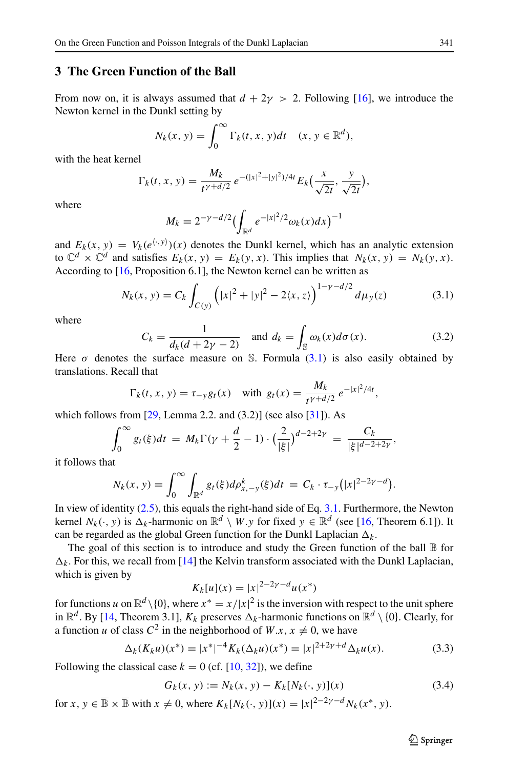## 3 The Green Function of the Ball

From now on, it is always assumed that $d + 2\gamma > 2$. Following [16], we introduce the Newton kernel in the Dunkl setting by

$$N_k(x, y) = \int_0^\infty \Gamma_k(t, x, y)dt \quad (x, y \in \mathbb{R}^d),$$

with the heat kernel

$$\Gamma_k(t, x, y) = \frac{M_k}{t^{\gamma+d/2}}\, e^{-(|x|^2+|y|^2)/4t} E_k\big(\frac{x}{\sqrt{2t}}, \frac{y}{\sqrt{2t}}\big),$$

where

$$M_k = 2^{-\gamma-d/2}\Big(\int_{\mathbb{R}^d} e^{-|x|^2/2}\omega_k(x)dx\Big)^{-1}$$

and $E_k(x, y) = V_k(e^{\langle \cdot, y\rangle})(x)$ denotes the Dunkl kernel, which has an analytic extension to $\mathbb{C}^d \times \mathbb{C}^d$ and satisfies $E_k(x, y) = E_k(y, x)$. This implies that $N_k(x, y) = N_k(y, x)$. According to [16, Proposition 6.1], the Newton kernel can be written as

$$N_k(x, y) = C_k \int_{C(y)} \Big(|x|^2 + |y|^2 - 2\langle x, z\rangle\Big)^{1-\gamma-d/2} d\mu_y(z) \tag{3.1}$$

where

$$C_k = \frac{1}{d_k(d + 2\gamma - 2)} \quad \text{and } d_k = \int_{\mathbb{S}} \omega_k(x)d\sigma(x). \tag{3.2}$$

Here $\sigma$ denotes the surface measure on $\mathbb{S}$. Formula (3.1) is also easily obtained by translations. Recall that

$$\Gamma_k(t, x, y) = \tau_{-y} g_t(x) \quad \text{with } g_t(x) = \frac{M_k}{t^{\gamma+d/2}}\, e^{-|x|^2/4t},$$

which follows from [29, Lemma 2.2. and (3.2)] (see also [31]). As

$$\int_0^\infty g_t(\xi)dt \;=\; M_k\Gamma(\gamma + \frac{d}{2} - 1)\cdot\big(\frac{2}{|\xi|}\big)^{d-2+2\gamma} \;=\; \frac{C_k}{|\xi|^{d-2+2\gamma}},$$

it follows that

$$N_k(x, y) = \int_0^\infty \int_{\mathbb{R}^d} g_t(\xi)d\rho^k_{x,-y}(\xi)dt \;=\; C_k \cdot \tau_{-y}\big(|x|^{2-2\gamma-d}\big).$$

In view of identity (2.5), this equals the right-hand side of Eq. 3.1. Furthermore, the Newton kernel $N_k(\cdot, y)$ is $\Delta_k$-harmonic on $\mathbb{R}^d \setminus W.y$ for fixed $y \in \mathbb{R}^d$ (see [16, Theorem 6.1]). It can be regarded as the global Green function for the Dunkl Laplacian $\Delta_k$.

The goal of this section is to introduce and study the Green function of the ball $\mathbb{B}$ for $\Delta_k$. For this, we recall from [14] the Kelvin transform associated with the Dunkl Laplacian, which is given by

$$K_k[u](x) = |x|^{2-2\gamma-d}u(x^*)$$

for functions $u$ on $\mathbb{R}^d\setminus\{0\}$, where $x^* = x/|x|^2$ is the inversion with respect to the unit sphere in $\mathbb{R}^d$. By [14, Theorem 3.1], $K_k$ preserves $\Delta_k$-harmonic functions on $\mathbb{R}^d \setminus \{0\}$. Clearly, for a function $u$ of class $C^2$ in the neighborhood of $W.x$, $x \neq 0$, we have

$$\Delta_k(K_k u)(x^*) = |x^*|^{-4}K_k(\Delta_k u)(x^*) = |x|^{2+2\gamma+d}\Delta_k u(x). \tag{3.3}$$

Following the classical case $k = 0$ (cf. [10, 32]), we define

$$G_k(x, y) := N_k(x, y) - K_k[N_k(\cdot, y)](x) \tag{3.4}$$

for $x, y \in \overline{\mathbb{B}} \times \mathbb{B}$ with $x \neq 0$, where $K_k[N_k(\cdot, y)](x) = |x|^{2-2\gamma-d}N_k(x^*, y)$.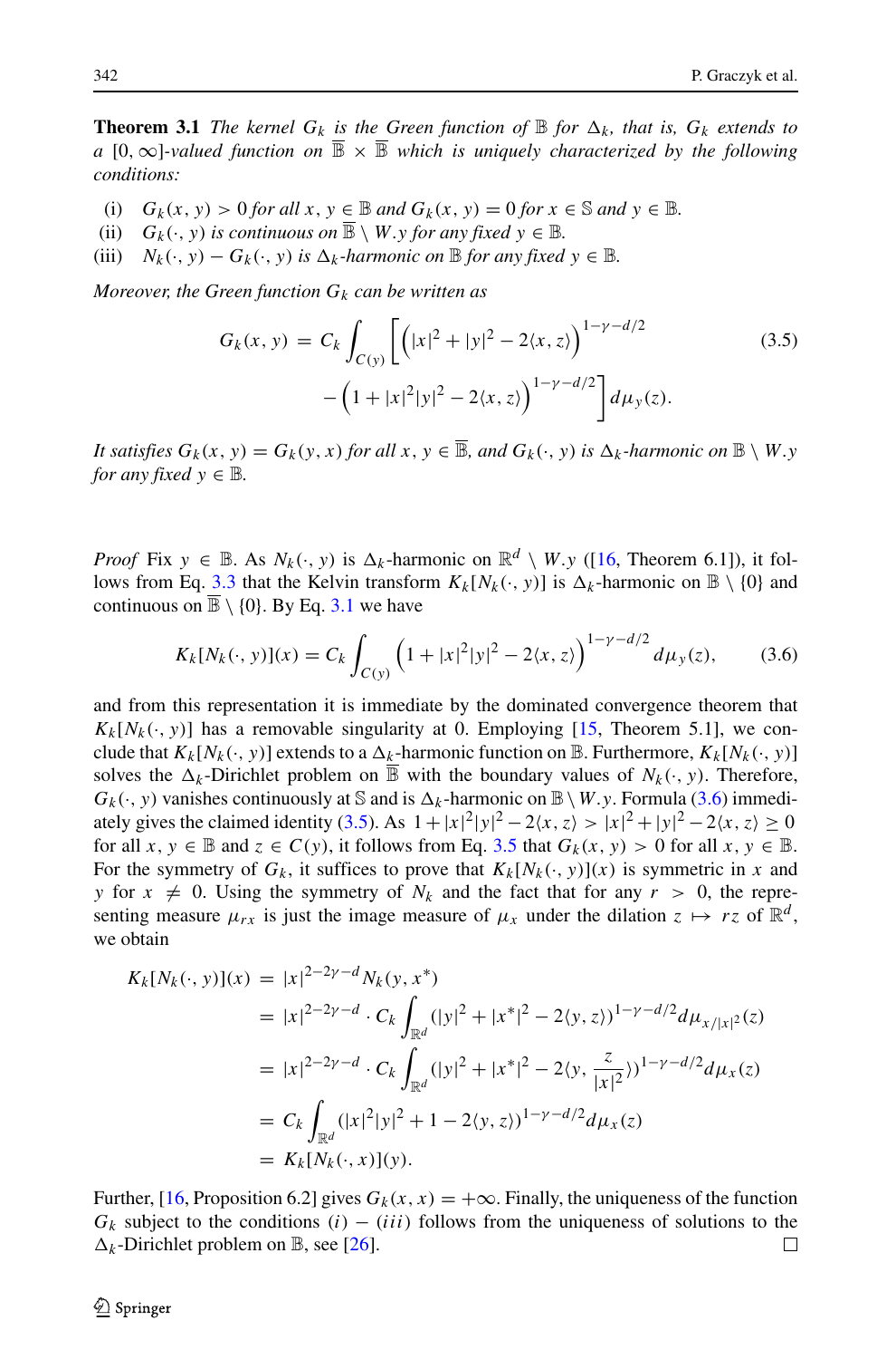**Theorem 3.1** *The kernel $G_k$ is the Green function of $\mathbb{B}$ for $\Delta_k$, that is, $G_k$ extends to a $[0,\infty]$-valued function on $\overline{\mathbb{B}} \times \overline{\mathbb{B}}$ which is uniquely characterized by the following conditions:*

- (i) $G_k(x, y) > 0$ *for all* $x, y \in \mathbb{B}$ *and* $G_k(x, y) = 0$ *for* $x \in \mathbb{S}$ *and* $y \in \mathbb{B}$.
- (ii) $G_k(\cdot, y)$ *is continuous on* $\overline{\mathbb{B}} \setminus W.y$ *for any fixed* $y \in \mathbb{B}$.
- (iii) $N_k(\cdot, y) - G_k(\cdot, y)$ *is* $\Delta_k$*-harmonic on* $\mathbb{B}$ *for any fixed* $y \in \mathbb{B}$.

*Moreover, the Green function $G_k$ can be written as*

$$G_k(x, y) = C_k \int_{C(y)} \left[ \Big( |x|^2 + |y|^2 - 2\langle x, z\rangle \Big)^{1-\gamma-d/2} - \Big( 1 + |x|^2|y|^2 - 2\langle x, z\rangle \Big)^{1-\gamma-d/2} \right] d\mu_y(z). \tag{3.5}$$

*It satisfies $G_k(x, y) = G_k(y, x)$ for all $x, y \in \overline{\mathbb{B}}$, and $G_k(\cdot, y)$ is $\Delta_k$-harmonic on $\mathbb{B} \setminus W.y$ for any fixed $y \in \mathbb{B}$.*

*Proof* Fix $y \in \mathbb{B}$. As $N_k(\cdot, y)$ is $\Delta_k$-harmonic on $\mathbb{R}^d \setminus W.y$ ([16, Theorem 6.1]), it follows from Eq. 3.3 that the Kelvin transform $K_k[N_k(\cdot, y)]$ is $\Delta_k$-harmonic on $\mathbb{B} \setminus \{0\}$ and continuous on $\overline{\mathbb{B}} \setminus \{0\}$. By Eq. 3.1 we have

$$K_k[N_k(\cdot, y)](x) = C_k \int_{C(y)} \Big( 1 + |x|^2|y|^2 - 2\langle x, z\rangle \Big)^{1-\gamma-d/2} d\mu_y(z), \tag{3.6}$$

and from this representation it is immediate by the dominated convergence theorem that $K_k[N_k(\cdot, y)]$ has a removable singularity at 0. Employing [15, Theorem 5.1], we conclude that $K_k[N_k(\cdot, y)]$ extends to a $\Delta_k$-harmonic function on $\mathbb{B}$. Furthermore, $K_k[N_k(\cdot, y)]$ solves the $\Delta_k$-Dirichlet problem on $\overline{\mathbb{B}}$ with the boundary values of $N_k(\cdot, y)$. Therefore, $G_k(\cdot, y)$ vanishes continuously at $\mathbb{S}$ and is $\Delta_k$-harmonic on $\mathbb{B} \setminus W.y$. Formula (3.6) immediately gives the claimed identity (3.5). As $1 + |x|^2|y|^2 - 2\langle x, z\rangle > |x|^2 + |y|^2 - 2\langle x, z\rangle \geq 0$ for all $x, y \in \mathbb{B}$ and $z \in C(y)$, it follows from Eq. 3.5 that $G_k(x, y) > 0$ for all $x, y \in \mathbb{B}$. For the symmetry of $G_k$, it suffices to prove that $K_k[N_k(\cdot, y)](x)$ is symmetric in $x$ and $y$ for $x \neq 0$. Using the symmetry of $N_k$ and the fact that for any $r > 0$, the representing measure $\mu_{rx}$ is just the image measure of $\mu_x$ under the dilation $z \mapsto rz$ of $\mathbb{R}^d$, we obtain

$$\begin{aligned}
K_k[N_k(\cdot, y)](x) &= |x|^{2-2\gamma-d} N_k(y, x^*) \\
&= |x|^{2-2\gamma-d} \cdot C_k \int_{\mathbb{R}^d} (|y|^2 + |x^*|^2 - 2\langle y, z\rangle)^{1-\gamma-d/2} d\mu_{x/|x|^2}(z) \\
&= |x|^{2-2\gamma-d} \cdot C_k \int_{\mathbb{R}^d} (|y|^2 + |x^*|^2 - 2\langle y, \frac{z}{|x|^2}\rangle)^{1-\gamma-d/2} d\mu_x(z) \\
&= C_k \int_{\mathbb{R}^d} (|x|^2|y|^2 + 1 - 2\langle y, z\rangle)^{1-\gamma-d/2} d\mu_x(z) \\
&= K_k[N_k(\cdot, x)](y).
\end{aligned}$$

Further, [16, Proposition 6.2] gives $G_k(x, x) = +\infty$. Finally, the uniqueness of the function $G_k$ subject to the conditions $(i) - (iii)$ follows from the uniqueness of solutions to the $\Delta_k$-Dirichlet problem on $\mathbb{B}$, see [26]. □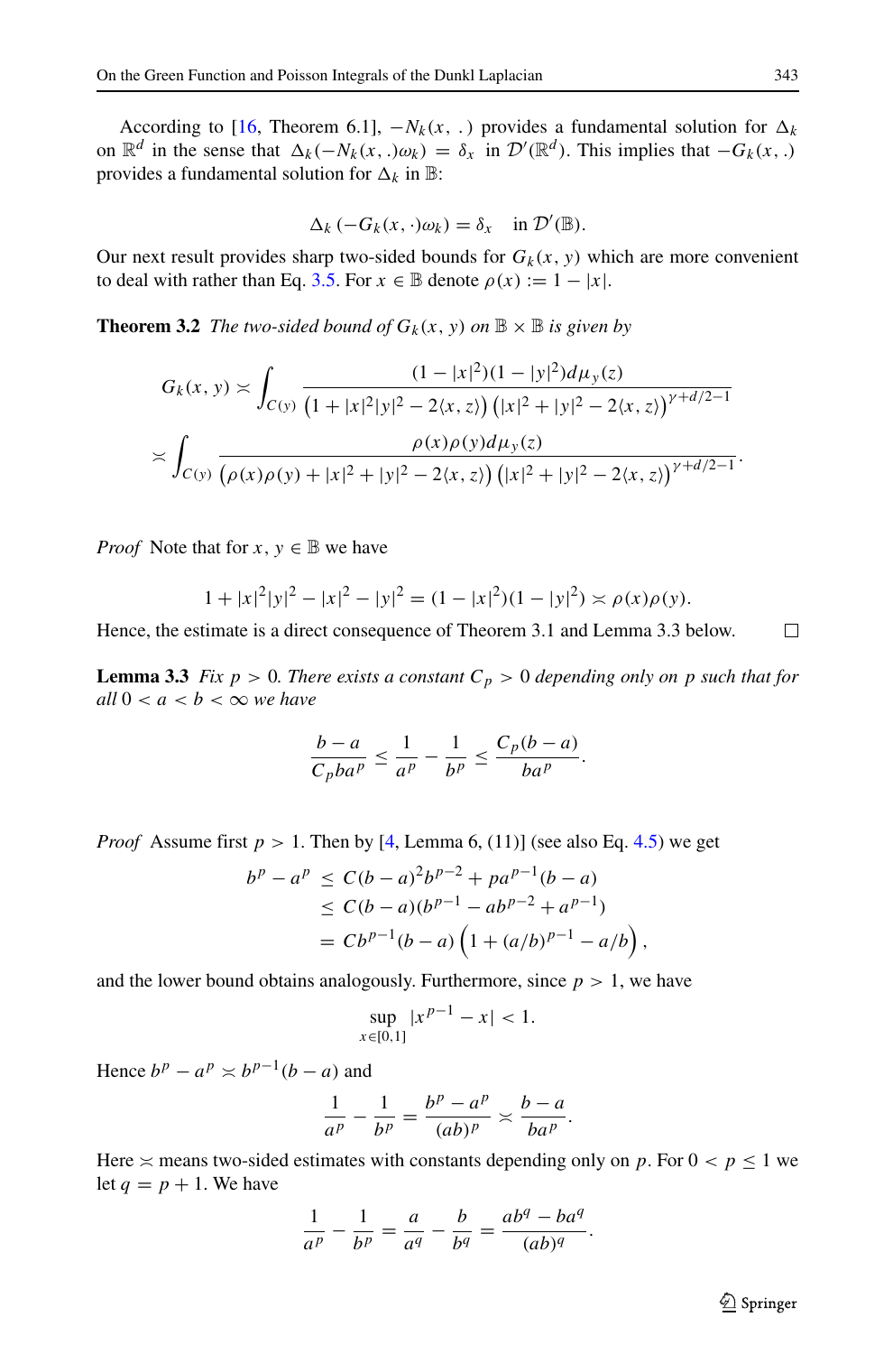According to [16, Theorem 6.1], $-N_k(x, .)$ provides a fundamental solution for $\Delta_k$ on $\mathbb{R}^d$ in the sense that $\Delta_k(-N_k(x, .)\omega_k) = \delta_x$ in $\mathcal{D}'(\mathbb{R}^d)$. This implies that $-G_k(x, .)$ provides a fundamental solution for $\Delta_k$ in $\mathbb{B}$:

$$\Delta_k\left(-G_k(x, \cdot)\omega_k\right) = \delta_x \quad \text{in } \mathcal{D}'(\mathbb{B}).$$

Our next result provides sharp two-sided bounds for $G_k(x, y)$ which are more convenient to deal with rather than Eq. 3.5. For $x \in \mathbb{B}$ denote $\rho(x) := 1 - |x|$.

**Theorem 3.2** *The two-sided bound of $G_k(x, y)$ on $\mathbb{B} \times \mathbb{B}$ is given by*

$$G_k(x, y) \asymp \int_{C(y)} \frac{(1-|x|^2)(1-|y|^2)d\mu_y(z)}{\left(1+|x|^2|y|^2-2\langle x, z\rangle\right)\left(|x|^2+|y|^2-2\langle x, z\rangle\right)^{\gamma+d/2-1}}$$

$$\asymp \int_{C(y)} \frac{\rho(x)\rho(y)d\mu_y(z)}{\left(\rho(x)\rho(y)+|x|^2+|y|^2-2\langle x, z\rangle\right)\left(|x|^2+|y|^2-2\langle x, z\rangle\right)^{\gamma+d/2-1}}.$$

*Proof* Note that for $x, y \in \mathbb{B}$ we have

$$1+|x|^2|y|^2-|x|^2-|y|^2 = (1-|x|^2)(1-|y|^2) \asymp \rho(x)\rho(y).$$

Hence, the estimate is a direct consequence of Theorem 3.1 and Lemma 3.3 below. □

**Lemma 3.3** *Fix $p > 0$. There exists a constant $C_p > 0$ depending only on $p$ such that for all $0 < a < b < \infty$ we have*

$$\frac{b-a}{C_p b a^p} \le \frac{1}{a^p} - \frac{1}{b^p} \le \frac{C_p(b-a)}{ba^p}.$$

*Proof* Assume first $p > 1$. Then by [4, Lemma 6, (11)] (see also Eq. 4.5) we get

$$\begin{aligned}
b^p - a^p &\le C(b-a)^2 b^{p-2} + pa^{p-1}(b-a) \\
&\le C(b-a)(b^{p-1} - ab^{p-2} + a^{p-1}) \\
&= Cb^{p-1}(b-a)\left(1 + (a/b)^{p-1} - a/b\right),
\end{aligned}$$

and the lower bound obtains analogously. Furthermore, since $p > 1$, we have

$$\sup_{x\in[0,1]} |x^{p-1} - x| < 1.$$

Hence $b^p - a^p \asymp b^{p-1}(b-a)$ and

$$\frac{1}{a^p} - \frac{1}{b^p} = \frac{b^p - a^p}{(ab)^p} \asymp \frac{b-a}{ba^p}.$$

Here $\asymp$ means two-sided estimates with constants depending only on $p$. For $0 < p \le 1$ we let $q = p + 1$. We have

$$\frac{1}{a^p} - \frac{1}{b^p} = \frac{a}{a^q} - \frac{b}{b^q} = \frac{ab^q - ba^q}{(ab)^q}.$$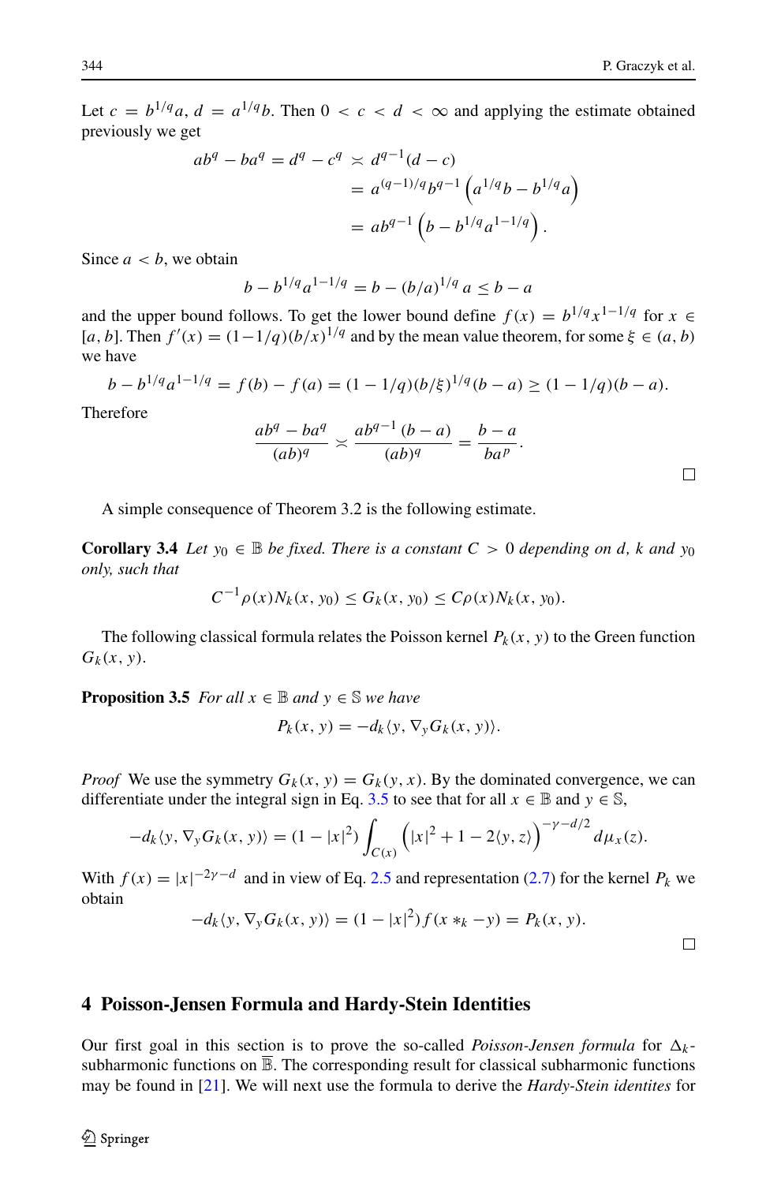Let $c = b^{1/q}a$, $d = a^{1/q}b$. Then $0 < c < d < \infty$ and applying the estimate obtained previously we get

$$
\begin{aligned}
ab^q - ba^q = d^q - c^q &\asymp d^{q-1}(d-c) \\
&= a^{(q-1)/q} b^{q-1} \left( a^{1/q} b - b^{1/q} a \right) \\
&= ab^{q-1} \left( b - b^{1/q} a^{1-1/q} \right).
\end{aligned}
$$

Since $a < b$, we obtain

$$
b - b^{1/q} a^{1-1/q} = b - (b/a)^{1/q}\, a \leq b - a
$$

and the upper bound follows. To get the lower bound define $f(x) = b^{1/q} x^{1-1/q}$ for $x \in [a, b]$. Then $f'(x) = (1 - 1/q)(b/x)^{1/q}$ and by the mean value theorem, for some $\xi \in (a, b)$ we have

$$
b - b^{1/q} a^{1-1/q} = f(b) - f(a) = (1 - 1/q)(b/\xi)^{1/q}(b - a) \geq (1 - 1/q)(b - a).
$$

Therefore

$$
\frac{ab^q - ba^q}{(ab)^q} \asymp \frac{ab^{q-1}(b-a)}{(ab)^q} = \frac{b-a}{ba^p}.
$$

□

A simple consequence of Theorem 3.2 is the following estimate.

**Corollary 3.4** *Let $y_0 \in \mathbb{B}$ be fixed. There is a constant $C > 0$ depending on $d$, $k$ and $y_0$ only, such that*

$$
C^{-1} \rho(x) N_k(x, y_0) \leq G_k(x, y_0) \leq C \rho(x) N_k(x, y_0).
$$

The following classical formula relates the Poisson kernel $P_k(x, y)$ to the Green function $G_k(x, y)$.

**Proposition 3.5** *For all $x \in \mathbb{B}$ and $y \in \mathbb{S}$ we have*

$$
P_k(x, y) = -d_k \langle y, \nabla_y G_k(x, y) \rangle.
$$

*Proof* We use the symmetry $G_k(x, y) = G_k(y, x)$. By the dominated convergence, we can differentiate under the integral sign in Eq. 3.5 to see that for all $x \in \mathbb{B}$ and $y \in \mathbb{S}$,

$$
-d_k \langle y, \nabla_y G_k(x, y) \rangle = (1 - |x|^2) \int_{C(x)} \left( |x|^2 + 1 - 2\langle y, z \rangle \right)^{-\gamma - d/2} d\mu_x(z).
$$

With $f(x) = |x|^{-2\gamma - d}$ and in view of Eq. 2.5 and representation (2.7) for the kernel $P_k$ we obtain

$$
-d_k \langle y, \nabla_y G_k(x, y) \rangle = (1 - |x|^2) f(x *_k -y) = P_k(x, y).
$$

□

## 4 Poisson-Jensen Formula and Hardy-Stein Identities

Our first goal in this section is to prove the so-called *Poisson-Jensen formula* for $\Delta_k$-subharmonic functions on $\overline{\mathbb{B}}$. The corresponding result for classical subharmonic functions may be found in [21]. We will next use the formula to derive the *Hardy-Stein identites* for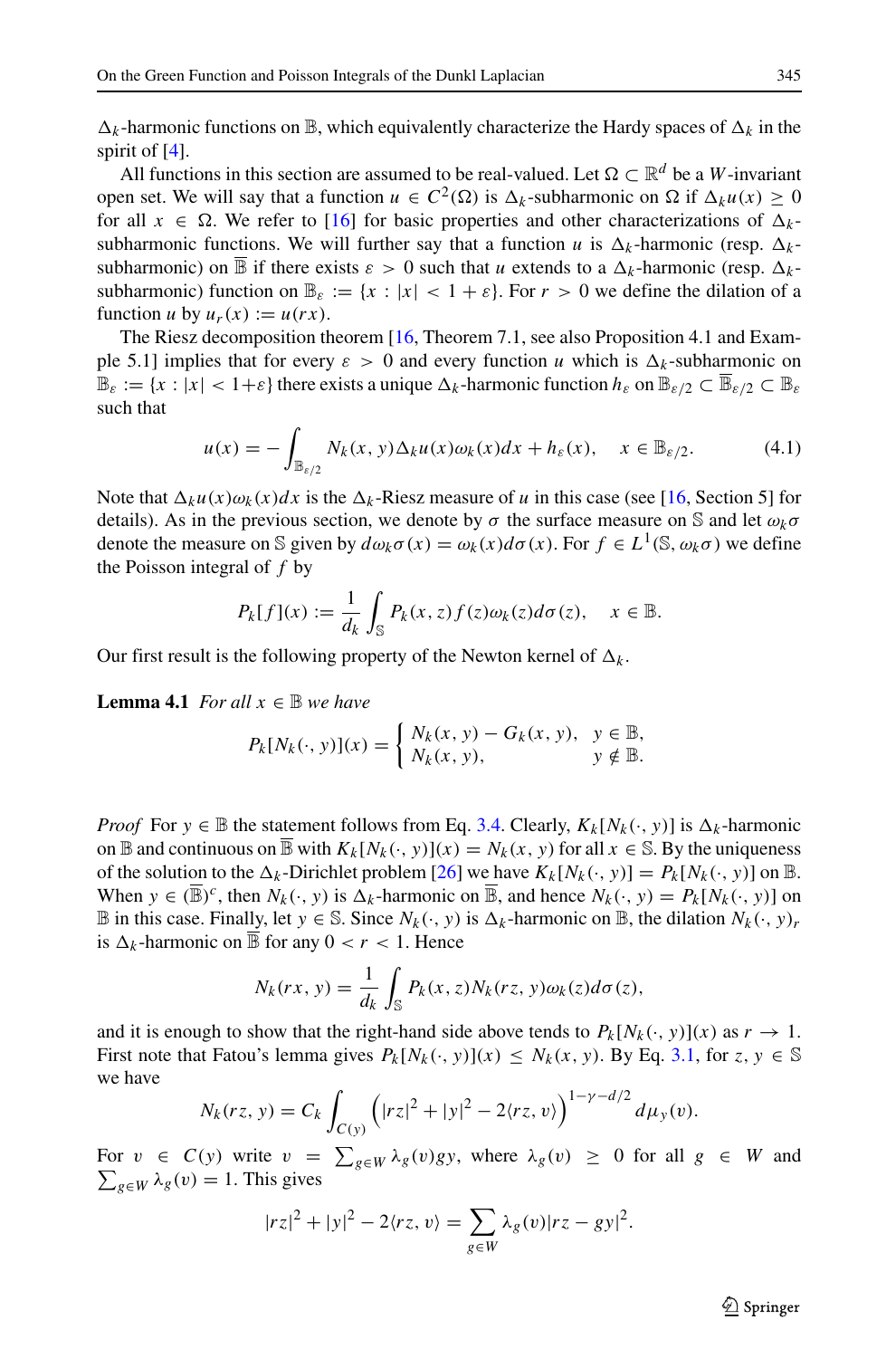$\Delta_k$-harmonic functions on $\mathbb{B}$, which equivalently characterize the Hardy spaces of $\Delta_k$ in the spirit of [4].

All functions in this section are assumed to be real-valued. Let $\Omega \subset \mathbb{R}^d$ be a $W$-invariant open set. We will say that a function $u \in C^2(\Omega)$ is $\Delta_k$-subharmonic on $\Omega$ if $\Delta_k u(x) \geq 0$ for all $x \in \Omega$. We refer to [16] for basic properties and other characterizations of $\Delta_k$-subharmonic functions. We will further say that a function $u$ is $\Delta_k$-harmonic (resp. $\Delta_k$-subharmonic) on $\overline{\mathbb{B}}$ if there exists $\varepsilon > 0$ such that $u$ extends to a $\Delta_k$-harmonic (resp. $\Delta_k$-subharmonic) function on $\mathbb{B}_\varepsilon := \{x : |x| < 1 + \varepsilon\}$. For $r > 0$ we define the dilation of a function $u$ by $u_r(x) := u(rx)$.

The Riesz decomposition theorem [16, Theorem 7.1, see also Proposition 4.1 and Example 5.1] implies that for every $\varepsilon > 0$ and every function $u$ which is $\Delta_k$-subharmonic on $\mathbb{B}_\varepsilon := \{x : |x| < 1+\varepsilon\}$ there exists a unique $\Delta_k$-harmonic function $h_\varepsilon$ on $\mathbb{B}_{\varepsilon/2} \subset \overline{\mathbb{B}}_{\varepsilon/2} \subset \mathbb{B}_\varepsilon$ such that

$$u(x) = -\int_{\mathbb{B}_{\varepsilon/2}} N_k(x, y)\Delta_k u(x)\omega_k(x)dx + h_\varepsilon(x), \quad x \in \mathbb{B}_{\varepsilon/2}. \tag{4.1}$$

Note that $\Delta_k u(x)\omega_k(x)dx$ is the $\Delta_k$-Riesz measure of $u$ in this case (see [16, Section 5] for details). As in the previous section, we denote by $\sigma$ the surface measure on $\mathbb{S}$ and let $\omega_k\sigma$ denote the measure on $\mathbb{S}$ given by $d\omega_k\sigma(x) = \omega_k(x)d\sigma(x)$. For $f \in L^1(\mathbb{S}, \omega_k\sigma)$ we define the Poisson integral of $f$ by

$$P_k[f](x) := \frac{1}{d_k}\int_{\mathbb{S}} P_k(x, z) f(z)\omega_k(z)d\sigma(z), \quad x \in \mathbb{B}.$$

Our first result is the following property of the Newton kernel of $\Delta_k$.

**Lemma 4.1** *For all $x \in \mathbb{B}$ we have*

$$P_k[N_k(\cdot, y)](x) = \begin{cases} N_k(x, y) - G_k(x, y), & y \in \mathbb{B}, \\ N_k(x, y), & y \notin \mathbb{B}. \end{cases}$$

*Proof* For $y \in \mathbb{B}$ the statement follows from Eq. 3.4. Clearly, $K_k[N_k(\cdot, y)]$ is $\Delta_k$-harmonic on $\mathbb{B}$ and continuous on $\overline{\mathbb{B}}$ with $K_k[N_k(\cdot, y)](x) = N_k(x, y)$ for all $x \in \mathbb{S}$. By the uniqueness of the solution to the $\Delta_k$-Dirichlet problem [26] we have $K_k[N_k(\cdot, y)] = P_k[N_k(\cdot, y)]$ on $\mathbb{B}$. When $y \in (\overline{\mathbb{B}})^c$, then $N_k(\cdot, y)$ is $\Delta_k$-harmonic on $\overline{\mathbb{B}}$, and hence $N_k(\cdot, y) = P_k[N_k(\cdot, y)]$ on $\mathbb{B}$ in this case. Finally, let $y \in \mathbb{S}$. Since $N_k(\cdot, y)$ is $\Delta_k$-harmonic on $\mathbb{B}$, the dilation $N_k(\cdot, y)_r$ is $\Delta_k$-harmonic on $\overline{\mathbb{B}}$ for any $0 < r < 1$. Hence

$$N_k(rx, y) = \frac{1}{d_k}\int_{\mathbb{S}} P_k(x, z)N_k(rz, y)\omega_k(z)d\sigma(z),$$

and it is enough to show that the right-hand side above tends to $P_k[N_k(\cdot, y)](x)$ as $r \to 1$. First note that Fatou's lemma gives $P_k[N_k(\cdot, y)](x) \leq N_k(x, y)$. By Eq. 3.1, for $z, y \in \mathbb{S}$ we have

$$N_k(rz, y) = C_k \int_{C(y)} \left(|rz|^2 + |y|^2 - 2\langle rz, v\rangle\right)^{1-\gamma-d/2} d\mu_y(v).$$

For $v \in C(y)$ write $v = \sum_{g\in W} \lambda_g(v)gy$, where $\lambda_g(v) \geq 0$ for all $g \in W$ and $\sum_{g\in W} \lambda_g(v) = 1$. This gives

$$|rz|^2 + |y|^2 - 2\langle rz, v\rangle = \sum_{g\in W} \lambda_g(v)|rz - gy|^2.$$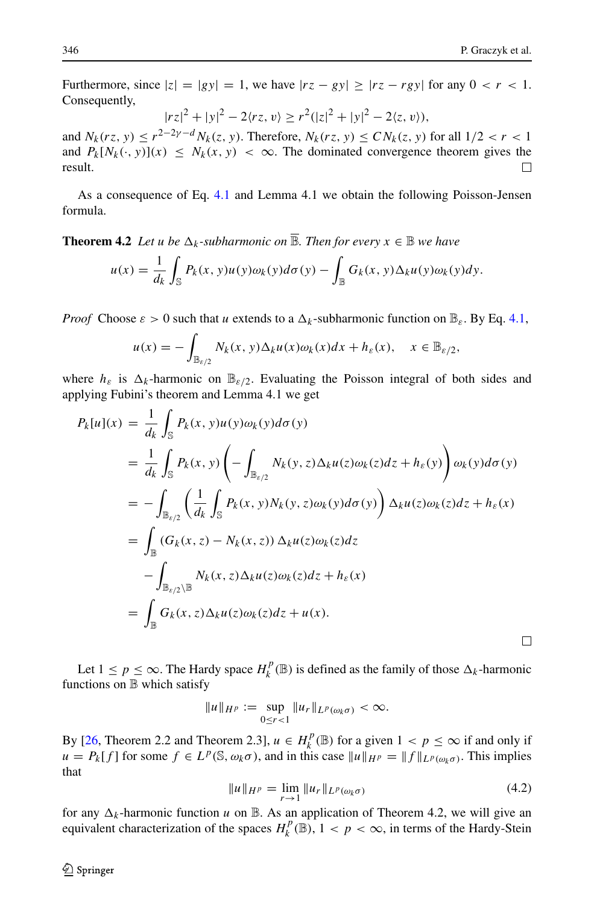Furthermore, since $|z| = |gy| = 1$, we have $|rz - gy| \geq |rz - rgy|$ for any $0 < r < 1$. Consequently,

$$|rz|^2 + |y|^2 - 2\langle rz, v\rangle \geq r^2(|z|^2 + |y|^2 - 2\langle z, v\rangle),$$

and $N_k(rz, y) \leq r^{2-2\gamma-d} N_k(z, y)$. Therefore, $N_k(rz, y) \leq C N_k(z, y)$ for all $1/2 < r < 1$ and $P_k[N_k(\cdot, y)](x) \leq N_k(x, y) < \infty$. The dominated convergence theorem gives the result. □

As a consequence of Eq. 4.1 and Lemma 4.1 we obtain the following Poisson-Jensen formula.

**Theorem 4.2** *Let $u$ be $\Delta_k$-subharmonic on $\overline{\mathbb{B}}$. Then for every $x \in \mathbb{B}$ we have*

$$u(x) = \frac{1}{d_k}\int_{\mathbb{S}} P_k(x, y)u(y)\omega_k(y)d\sigma(y) - \int_{\mathbb{B}} G_k(x, y)\Delta_k u(y)\omega_k(y)dy.$$

*Proof* Choose $\varepsilon > 0$ such that $u$ extends to a $\Delta_k$-subharmonic function on $\mathbb{B}_\varepsilon$. By Eq. 4.1,

$$u(x) = -\int_{\mathbb{B}_{\varepsilon/2}} N_k(x, y)\Delta_k u(x)\omega_k(x)dx + h_\varepsilon(x), \quad x \in \mathbb{B}_{\varepsilon/2},$$

where $h_\varepsilon$ is $\Delta_k$-harmonic on $\mathbb{B}_{\varepsilon/2}$. Evaluating the Poisson integral of both sides and applying Fubini's theorem and Lemma 4.1 we get

$$\begin{aligned}
P_k[u](x) &= \frac{1}{d_k}\int_{\mathbb{S}} P_k(x, y)u(y)\omega_k(y)d\sigma(y) \\
&= \frac{1}{d_k}\int_{\mathbb{S}} P_k(x, y)\left(-\int_{\mathbb{B}_{\varepsilon/2}} N_k(y, z)\Delta_k u(z)\omega_k(z)dz + h_\varepsilon(y)\right)\omega_k(y)d\sigma(y) \\
&= -\int_{\mathbb{B}_{\varepsilon/2}}\left(\frac{1}{d_k}\int_{\mathbb{S}} P_k(x, y)N_k(y, z)\omega_k(y)d\sigma(y)\right)\Delta_k u(z)\omega_k(z)dz + h_\varepsilon(x) \\
&= \int_{\mathbb{B}} \left(G_k(x, z) - N_k(x, z)\right)\Delta_k u(z)\omega_k(z)dz \\
&\quad - \int_{\mathbb{B}_{\varepsilon/2}\setminus\mathbb{B}} N_k(x, z)\Delta_k u(z)\omega_k(z)dz + h_\varepsilon(x) \\
&= \int_{\mathbb{B}} G_k(x, z)\Delta_k u(z)\omega_k(z)dz + u(x).
\end{aligned}$$

□

Let $1 \leq p \leq \infty$. The Hardy space $H_k^p(\mathbb{B})$ is defined as the family of those $\Delta_k$-harmonic functions on $\mathbb{B}$ which satisfy

$$\|u\|_{H^p} := \sup_{0\leq r<1} \|u_r\|_{L^p(\omega_k\sigma)} < \infty.$$

By [26, Theorem 2.2 and Theorem 2.3], $u \in H_k^p(\mathbb{B})$ for a given $1 < p \leq \infty$ if and only if $u = P_k[f]$ for some $f \in L^p(\mathbb{S}, \omega_k\sigma)$, and in this case $\|u\|_{H^p} = \|f\|_{L^p(\omega_k\sigma)}$. This implies that

$$\|u\|_{H^p} = \lim_{r\to 1} \|u_r\|_{L^p(\omega_k\sigma)} \tag{4.2}$$

for any $\Delta_k$-harmonic function $u$ on $\mathbb{B}$. As an application of Theorem 4.2, we will give an equivalent characterization of the spaces $H_k^p(\mathbb{B})$, $1 < p < \infty$, in terms of the Hardy-Stein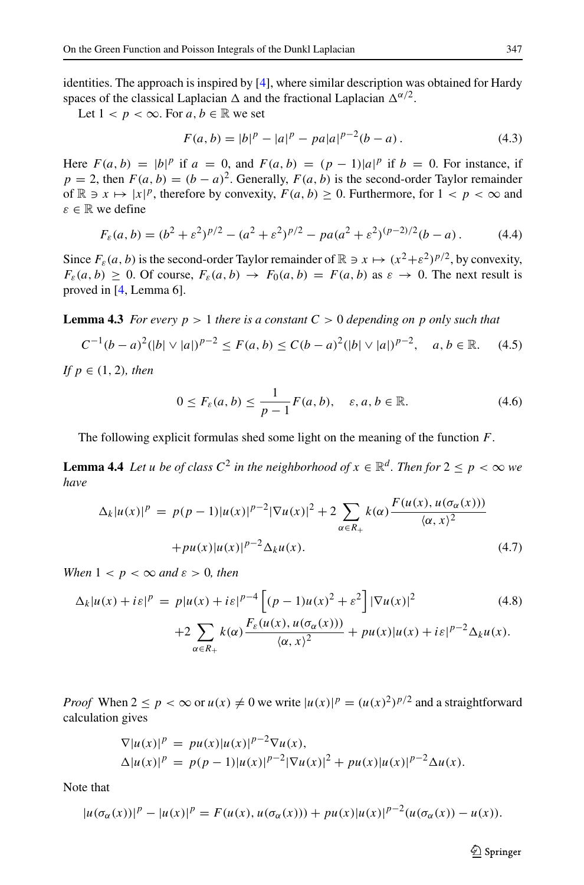identities. The approach is inspired by [4], where similar description was obtained for Hardy spaces of the classical Laplacian $\Delta$ and the fractional Laplacian $\Delta^{\alpha/2}$.

Let $1 < p < \infty$. For $a, b \in \mathbb{R}$ we set

$$F(a,b) = |b|^p - |a|^p - pa|a|^{p-2}(b-a)\,. \tag{4.3}$$

Here $F(a,b) = |b|^p$ if $a = 0$, and $F(a,b) = (p-1)|a|^p$ if $b = 0$. For instance, if $p = 2$, then $F(a,b) = (b-a)^2$. Generally, $F(a,b)$ is the second-order Taylor remainder of $\mathbb{R} \ni x \mapsto |x|^p$, therefore by convexity, $F(a,b) \geq 0$. Furthermore, for $1 < p < \infty$ and $\varepsilon \in \mathbb{R}$ we define

$$F_\varepsilon(a,b) = (b^2+\varepsilon^2)^{p/2} - (a^2+\varepsilon^2)^{p/2} - pa(a^2+\varepsilon^2)^{(p-2)/2}(b-a)\,. \tag{4.4}$$

Since $F_\varepsilon(a,b)$ is the second-order Taylor remainder of $\mathbb{R} \ni x \mapsto (x^2+\varepsilon^2)^{p/2}$, by convexity, $F_\varepsilon(a,b) \geq 0$. Of course, $F_\varepsilon(a,b) \to F_0(a,b) = F(a,b)$ as $\varepsilon \to 0$. The next result is proved in [4, Lemma 6].

**Lemma 4.3** *For every $p > 1$ there is a constant $C > 0$ depending on $p$ only such that*

$$C^{-1}(b-a)^2(|b| \vee |a|)^{p-2} \leq F(a,b) \leq C(b-a)^2(|b| \vee |a|)^{p-2}, \quad a, b \in \mathbb{R}. \tag{4.5}$$

*If $p \in (1,2)$, then*

$$0 \leq F_\varepsilon(a,b) \leq \frac{1}{p-1}F(a,b), \quad \varepsilon, a, b \in \mathbb{R}. \tag{4.6}$$

The following explicit formulas shed some light on the meaning of the function $F$.

**Lemma 4.4** *Let $u$ be of class $C^2$ in the neighborhood of $x \in \mathbb{R}^d$. Then for $2 \leq p < \infty$ we have*

$$\begin{aligned}\Delta_k|u(x)|^p \;=\; & p(p-1)|u(x)|^{p-2}|\nabla u(x)|^2 + 2\sum_{\alpha\in R_+} k(\alpha)\frac{F(u(x), u(\sigma_\alpha(x)))}{\langle \alpha, x\rangle^2} \\ & + pu(x)|u(x)|^{p-2}\Delta_k u(x).\end{aligned} \tag{4.7}$$

*When $1 < p < \infty$ and $\varepsilon > 0$, then*

$$\begin{aligned}\Delta_k|u(x)+i\varepsilon|^p \;=\; & p|u(x)+i\varepsilon|^{p-4}\left[(p-1)u(x)^2+\varepsilon^2\right]|\nabla u(x)|^2 \\ & + 2\sum_{\alpha\in R_+} k(\alpha)\frac{F_\varepsilon(u(x), u(\sigma_\alpha(x)))}{\langle \alpha, x\rangle^2} + pu(x)|u(x)+i\varepsilon|^{p-2}\Delta_k u(x).\end{aligned} \tag{4.8}$$

*Proof* When $2 \leq p < \infty$ or $u(x) \neq 0$ we write $|u(x)|^p = (u(x)^2)^{p/2}$ and a straightforward calculation gives

$$\begin{aligned}\nabla|u(x)|^p \;&=\; pu(x)|u(x)|^{p-2}\nabla u(x), \\ \Delta|u(x)|^p \;&=\; p(p-1)|u(x)|^{p-2}|\nabla u(x)|^2 + pu(x)|u(x)|^{p-2}\Delta u(x).\end{aligned}$$

Note that

$$|u(\sigma_\alpha(x))|^p - |u(x)|^p = F(u(x), u(\sigma_\alpha(x))) + pu(x)|u(x)|^{p-2}(u(\sigma_\alpha(x)) - u(x)).$$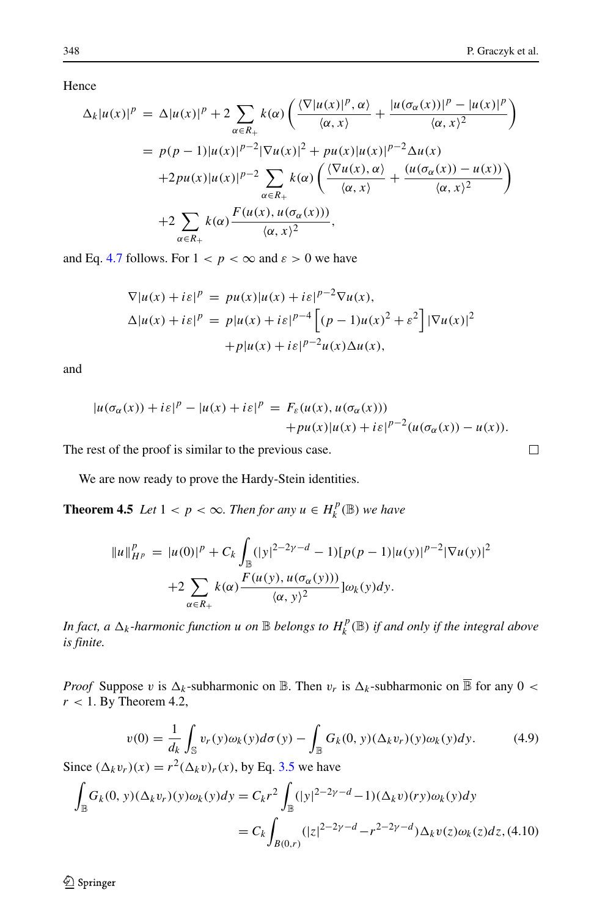Hence

$$
\begin{aligned}
\Delta_k |u(x)|^p &= \Delta |u(x)|^p + 2\sum_{\alpha\in R_+} k(\alpha)\left(\frac{\langle \nabla |u(x)|^p, \alpha\rangle}{\langle \alpha, x\rangle} + \frac{|u(\sigma_\alpha(x))|^p - |u(x)|^p}{\langle \alpha, x\rangle^2}\right)\\
&= p(p-1)|u(x)|^{p-2}|\nabla u(x)|^2 + pu(x)|u(x)|^{p-2}\Delta u(x)\\
&\quad +2pu(x)|u(x)|^{p-2}\sum_{\alpha\in R_+} k(\alpha)\left(\frac{\langle \nabla u(x), \alpha\rangle}{\langle \alpha, x\rangle} + \frac{(u(\sigma_\alpha(x)) - u(x))}{\langle \alpha, x\rangle^2}\right)\\
&\quad +2\sum_{\alpha\in R_+} k(\alpha)\frac{F(u(x), u(\sigma_\alpha(x)))}{\langle \alpha, x\rangle^2},
\end{aligned}
$$

and Eq. 4.7 follows. For $1 < p < \infty$ and $\varepsilon > 0$ we have

$$
\begin{aligned}
\nabla |u(x) + i\varepsilon|^p &= pu(x)|u(x) + i\varepsilon|^{p-2}\nabla u(x),\\
\Delta |u(x) + i\varepsilon|^p &= p|u(x) + i\varepsilon|^{p-4}\Big[(p-1)u(x)^2 + \varepsilon^2\Big]|\nabla u(x)|^2\\
&\quad + p|u(x) + i\varepsilon|^{p-2}u(x)\Delta u(x),
\end{aligned}
$$

and

$$
\begin{aligned}
|u(\sigma_\alpha(x)) + i\varepsilon|^p - |u(x) + i\varepsilon|^p &= F_\varepsilon(u(x), u(\sigma_\alpha(x)))\\
&\quad + pu(x)|u(x) + i\varepsilon|^{p-2}(u(\sigma_\alpha(x)) - u(x)).
\end{aligned}
$$

The rest of the proof is similar to the previous case. □

We are now ready to prove the Hardy-Stein identities.

**Theorem 4.5** *Let $1 < p < \infty$. Then for any $u \in H_k^p(\mathbb{B})$ we have*

$$
\begin{aligned}
\|u\|_{H^p}^p &= |u(0)|^p + C_k\int_{\mathbb{B}}(|y|^{2-2\gamma-d} - 1)[p(p-1)|u(y)|^{p-2}|\nabla u(y)|^2\\
&\quad +2\sum_{\alpha\in R_+} k(\alpha)\frac{F(u(y), u(\sigma_\alpha(y)))}{\langle \alpha, y\rangle^2}]\omega_k(y)dy.
\end{aligned}
$$

*In fact, a $\Delta_k$-harmonic function $u$ on $\mathbb{B}$ belongs to $H_k^p(\mathbb{B})$ if and only if the integral above is finite.*

*Proof* Suppose $v$ is $\Delta_k$-subharmonic on $\mathbb{B}$. Then $v_r$ is $\Delta_k$-subharmonic on $\overline{\mathbb{B}}$ for any $0 < r < 1$. By Theorem 4.2,

$$
v(0) = \frac{1}{d_k}\int_{\mathbb{S}} v_r(y)\omega_k(y)d\sigma(y) - \int_{\mathbb{B}} G_k(0, y)(\Delta_k v_r)(y)\omega_k(y)dy. \tag{4.9}
$$

Since $(\Delta_k v_r)(x) = r^2(\Delta_k v)_r(x)$, by Eq. 3.5 we have

$$
\begin{aligned}
\int_{\mathbb{B}} G_k(0, y)(\Delta_k v_r)(y)\omega_k(y)dy &= C_k r^2\int_{\mathbb{B}}(|y|^{2-2\gamma-d} - 1)(\Delta_k v)(ry)\omega_k(y)dy\\
&= C_k\int_{B(0,r)}(|z|^{2-2\gamma-d} - r^{2-2\gamma-d})\Delta_k v(z)\omega_k(z)dz, \quad (4.10)
\end{aligned}
$$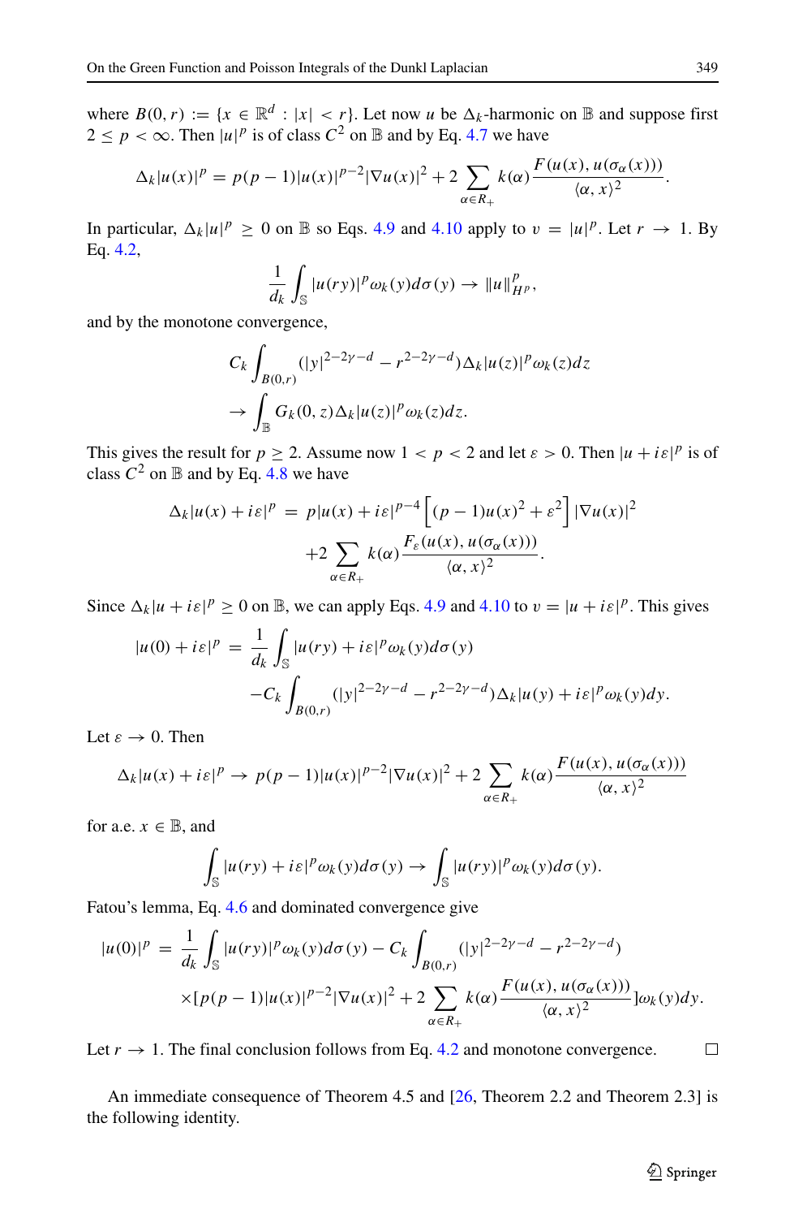where $B(0,r) := \{x \in \mathbb{R}^d : |x| < r\}$. Let now $u$ be $\Delta_k$-harmonic on $\mathbb{B}$ and suppose first $2 \le p < \infty$. Then $|u|^p$ is of class $C^2$ on $\mathbb{B}$ and by Eq. 4.7 we have

$$\Delta_k |u(x)|^p = p(p-1)|u(x)|^{p-2}|\nabla u(x)|^2 + 2\sum_{\alpha \in R_+} k(\alpha)\frac{F(u(x), u(\sigma_\alpha(x)))}{\langle \alpha, x\rangle^2}.$$

In particular, $\Delta_k |u|^p \ge 0$ on $\mathbb{B}$ so Eqs. 4.9 and 4.10 apply to $v = |u|^p$. Let $r \to 1$. By Eq. 4.2,

$$\frac{1}{d_k}\int_{\mathbb{S}} |u(ry)|^p \omega_k(y) d\sigma(y) \to \|u\|_{H^p}^p,$$

and by the monotone convergence,

$$C_k \int_{B(0,r)} (|y|^{2-2\gamma-d} - r^{2-2\gamma-d})\Delta_k |u(z)|^p \omega_k(z) dz$$
$$\to \int_{\mathbb{B}} G_k(0,z)\Delta_k |u(z)|^p \omega_k(z) dz.$$

This gives the result for $p \ge 2$. Assume now $1 < p < 2$ and let $\varepsilon > 0$. Then $|u + i\varepsilon|^p$ is of class $C^2$ on $\mathbb{B}$ and by Eq. 4.8 we have

$$\Delta_k |u(x) + i\varepsilon|^p = p|u(x) + i\varepsilon|^{p-4}\left[(p-1)u(x)^2 + \varepsilon^2\right]|\nabla u(x)|^2$$
$$+2\sum_{\alpha \in R_+} k(\alpha)\frac{F_\varepsilon(u(x), u(\sigma_\alpha(x)))}{\langle \alpha, x\rangle^2}.$$

Since $\Delta_k |u + i\varepsilon|^p \ge 0$ on $\mathbb{B}$, we can apply Eqs. 4.9 and 4.10 to $v = |u + i\varepsilon|^p$. This gives

$$|u(0) + i\varepsilon|^p = \frac{1}{d_k}\int_{\mathbb{S}} |u(ry) + i\varepsilon|^p \omega_k(y) d\sigma(y)$$
$$-C_k \int_{B(0,r)} (|y|^{2-2\gamma-d} - r^{2-2\gamma-d})\Delta_k |u(y) + i\varepsilon|^p \omega_k(y) dy.$$

Let $\varepsilon \to 0$. Then

$$\Delta_k |u(x) + i\varepsilon|^p \to p(p-1)|u(x)|^{p-2}|\nabla u(x)|^2 + 2\sum_{\alpha \in R_+} k(\alpha)\frac{F(u(x), u(\sigma_\alpha(x)))}{\langle \alpha, x\rangle^2}$$

for a.e. $x \in \mathbb{B}$, and

$$\int_{\mathbb{S}} |u(ry) + i\varepsilon|^p \omega_k(y) d\sigma(y) \to \int_{\mathbb{S}} |u(ry)|^p \omega_k(y) d\sigma(y).$$

Fatou's lemma, Eq. 4.6 and dominated convergence give

$$|u(0)|^p = \frac{1}{d_k}\int_{\mathbb{S}} |u(ry)|^p \omega_k(y) d\sigma(y) - C_k \int_{B(0,r)} (|y|^{2-2\gamma-d} - r^{2-2\gamma-d})$$
$$\times [p(p-1)|u(x)|^{p-2}|\nabla u(x)|^2 + 2\sum_{\alpha \in R_+} k(\alpha)\frac{F(u(x), u(\sigma_\alpha(x)))}{\langle \alpha, x\rangle^2}]\omega_k(y) dy.$$

Let $r \to 1$. The final conclusion follows from Eq. 4.2 and monotone convergence. $\square$

An immediate consequence of Theorem 4.5 and [26, Theorem 2.2 and Theorem 2.3] is the following identity.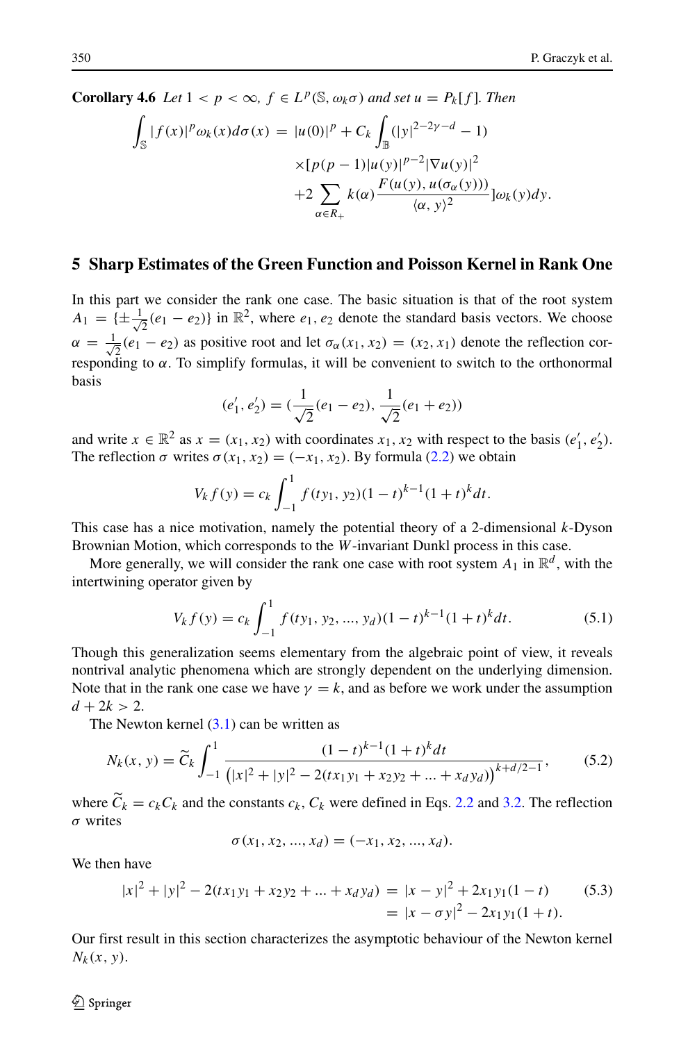**Corollary 4.6** *Let $1 < p < \infty$, $f \in L^p(\mathbb{S}, \omega_k \sigma)$ and set $u = P_k[f]$. Then*

$$\int_{\mathbb{S}} |f(x)|^p \omega_k(x) d\sigma(x) = |u(0)|^p + C_k \int_{\mathbb{B}} (|y|^{2-2\gamma-d} - 1) \times [p(p-1)|u(y)|^{p-2}|\nabla u(y)|^2 + 2 \sum_{\alpha \in R_+} k(\alpha) \frac{F(u(y), u(\sigma_\alpha(y)))}{\langle \alpha, y\rangle^2}] \omega_k(y) dy.$$

## 5 Sharp Estimates of the Green Function and Poisson Kernel in Rank One

In this part we consider the rank one case. The basic situation is that of the root system $A_1 = \{\pm \frac{1}{\sqrt{2}}(e_1 - e_2)\}$ in $\mathbb{R}^2$, where $e_1, e_2$ denote the standard basis vectors. We choose $\alpha = \frac{1}{\sqrt{2}}(e_1 - e_2)$ as positive root and let $\sigma_\alpha(x_1, x_2) = (x_2, x_1)$ denote the reflection corresponding to $\alpha$. To simplify formulas, it will be convenient to switch to the orthonormal basis

$$(e_1', e_2') = (\frac{1}{\sqrt{2}}(e_1 - e_2), \frac{1}{\sqrt{2}}(e_1 + e_2))$$

and write $x \in \mathbb{R}^2$ as $x = (x_1, x_2)$ with coordinates $x_1, x_2$ with respect to the basis $(e_1', e_2')$. The reflection $\sigma$ writes $\sigma(x_1, x_2) = (-x_1, x_2)$. By formula (2.2) we obtain

$$V_k f(y) = c_k \int_{-1}^{1} f(t y_1, y_2)(1-t)^{k-1}(1+t)^k dt.$$

This case has a nice motivation, namely the potential theory of a 2-dimensional $k$-Dyson Brownian Motion, which corresponds to the $W$-invariant Dunkl process in this case.

More generally, we will consider the rank one case with root system $A_1$ in $\mathbb{R}^d$, with the intertwining operator given by

$$V_k f(y) = c_k \int_{-1}^{1} f(t y_1, y_2, ..., y_d)(1-t)^{k-1}(1+t)^k dt. \tag{5.1}$$

Though this generalization seems elementary from the algebraic point of view, it reveals nontrival analytic phenomena which are strongly dependent on the underlying dimension. Note that in the rank one case we have $\gamma = k$, and as before we work under the assumption $d + 2k > 2$.

The Newton kernel (3.1) can be written as

$$N_k(x, y) = \widetilde{C}_k \int_{-1}^{1} \frac{(1-t)^{k-1}(1+t)^k dt}{\left(|x|^2 + |y|^2 - 2(t x_1 y_1 + x_2 y_2 + ... + x_d y_d)\right)^{k+d/2-1}}, \tag{5.2}$$

where $\widetilde{C}_k = c_k C_k$ and the constants $c_k, C_k$ were defined in Eqs. 2.2 and 3.2. The reflection $\sigma$ writes

$$\sigma(x_1, x_2, ..., x_d) = (-x_1, x_2, ..., x_d).$$

We then have

$$\begin{aligned} |x|^2 + |y|^2 - 2(t x_1 y_1 + x_2 y_2 + ... + x_d y_d) &= |x - y|^2 + 2x_1 y_1 (1-t) \\ &= |x - \sigma y|^2 - 2x_1 y_1 (1+t). \end{aligned} \tag{5.3}$$

Our first result in this section characterizes the asymptotic behaviour of the Newton kernel $N_k(x, y)$.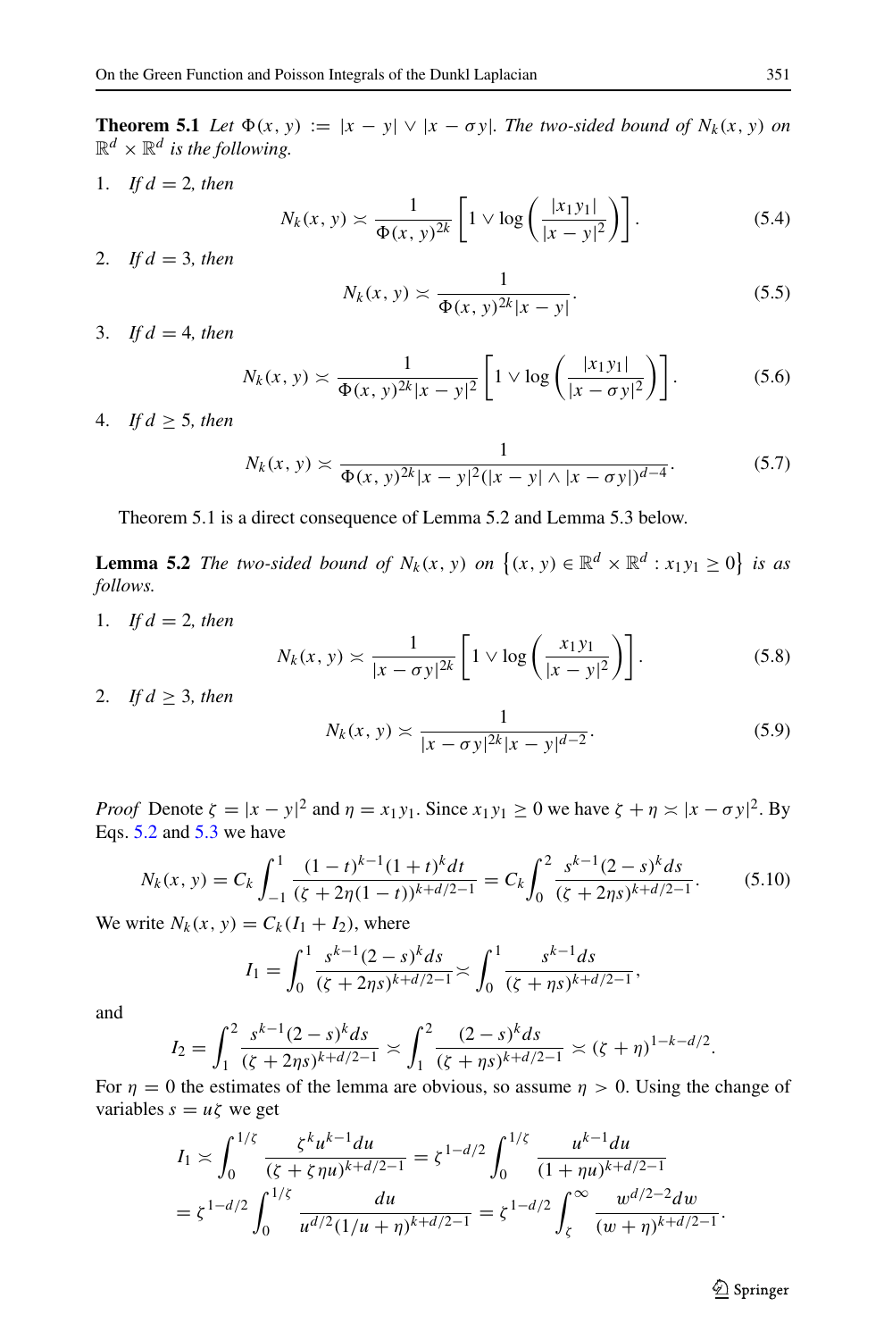**Theorem 5.1** *Let $\Phi(x, y) := |x - y| \vee |x - \sigma y|$. The two-sided bound of $N_k(x, y)$ on $\mathbb{R}^d \times \mathbb{R}^d$ is the following.*

1. *If $d = 2$, then*

$$N_k(x, y) \asymp \frac{1}{\Phi(x, y)^{2k}} \left[ 1 \vee \log \left( \frac{|x_1 y_1|}{|x - y|^2} \right) \right]. \tag{5.4}$$

2. *If $d = 3$, then*

$$N_k(x, y) \asymp \frac{1}{\Phi(x, y)^{2k} |x - y|}. \tag{5.5}$$

3. *If $d = 4$, then*

$$N_k(x, y) \asymp \frac{1}{\Phi(x, y)^{2k} |x - y|^2} \left[ 1 \vee \log \left( \frac{|x_1 y_1|}{|x - \sigma y|^2} \right) \right]. \tag{5.6}$$

4. *If $d \geq 5$, then*

$$N_k(x, y) \asymp \frac{1}{\Phi(x, y)^{2k} |x - y|^2 (|x - y| \wedge |x - \sigma y|)^{d-4}}. \tag{5.7}$$

Theorem 5.1 is a direct consequence of Lemma 5.2 and Lemma 5.3 below.

**Lemma 5.2** *The two-sided bound of $N_k(x, y)$ on $\left\{(x, y) \in \mathbb{R}^d \times \mathbb{R}^d : x_1 y_1 \geq 0\right\}$ is as follows.*

1. *If $d = 2$, then*

$$N_k(x, y) \asymp \frac{1}{|x - \sigma y|^{2k}} \left[ 1 \vee \log \left( \frac{x_1 y_1}{|x - y|^2} \right) \right]. \tag{5.8}$$

2. *If $d \geq 3$, then*

$$N_k(x, y) \asymp \frac{1}{|x - \sigma y|^{2k} |x - y|^{d-2}}. \tag{5.9}$$

*Proof* Denote $\zeta = |x - y|^2$ and $\eta = x_1 y_1$. Since $x_1 y_1 \geq 0$ we have $\zeta + \eta \asymp |x - \sigma y|^2$. By Eqs. 5.2 and 5.3 we have

$$N_k(x, y) = C_k \int_{-1}^{1} \frac{(1 - t)^{k-1} (1 + t)^k dt}{(\zeta + 2\eta(1 - t))^{k+d/2-1}} = C_k \int_0^2 \frac{s^{k-1} (2 - s)^k ds}{(\zeta + 2\eta s)^{k+d/2-1}}. \tag{5.10}$$

We write $N_k(x, y) = C_k(I_1 + I_2)$, where

$$I_1 = \int_0^1 \frac{s^{k-1} (2 - s)^k ds}{(\zeta + 2\eta s)^{k+d/2-1}} \asymp \int_0^1 \frac{s^{k-1} ds}{(\zeta + \eta s)^{k+d/2-1}},$$

and

$$I_2 = \int_1^2 \frac{s^{k-1} (2 - s)^k ds}{(\zeta + 2\eta s)^{k+d/2-1}} \asymp \int_1^2 \frac{(2 - s)^k ds}{(\zeta + \eta s)^{k+d/2-1}} \asymp (\zeta + \eta)^{1-k-d/2}.$$

For $\eta = 0$ the estimates of the lemma are obvious, so assume $\eta > 0$. Using the change of variables $s = u\zeta$ we get

$$\begin{aligned} I_1 &\asymp \int_0^{1/\zeta} \frac{\zeta^k u^{k-1} du}{(\zeta + \zeta \eta u)^{k+d/2-1}} = \zeta^{1-d/2} \int_0^{1/\zeta} \frac{u^{k-1} du}{(1 + \eta u)^{k+d/2-1}} \\ &= \zeta^{1-d/2} \int_0^{1/\zeta} \frac{du}{u^{d/2} (1/u + \eta)^{k+d/2-1}} = \zeta^{1-d/2} \int_\zeta^\infty \frac{w^{d/2-2} dw}{(w + \eta)^{k+d/2-1}}. \end{aligned}$$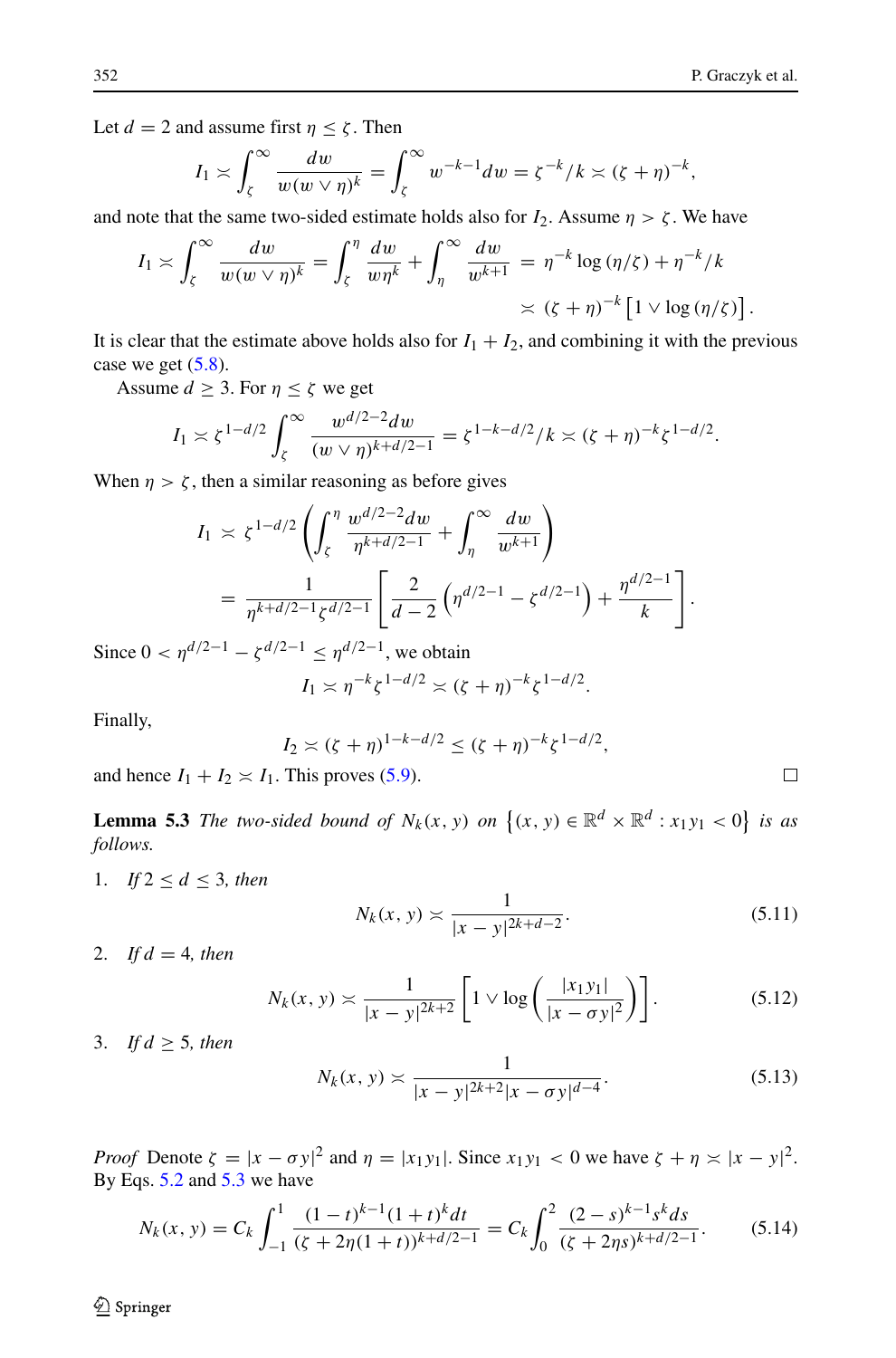Let $d = 2$ and assume first $\eta \le \zeta$. Then

$$I_1 \asymp \int_\zeta^\infty \frac{dw}{w(w \vee \eta)^k} = \int_\zeta^\infty w^{-k-1} dw = \zeta^{-k}/k \asymp (\zeta + \eta)^{-k},$$

and note that the same two-sided estimate holds also for $I_2$. Assume $\eta > \zeta$. We have

$$I_1 \asymp \int_\zeta^\infty \frac{dw}{w(w \vee \eta)^k} = \int_\zeta^\eta \frac{dw}{w\eta^k} + \int_\eta^\infty \frac{dw}{w^{k+1}} = \eta^{-k} \log(\eta/\zeta) + \eta^{-k}/k$$

$$\asymp (\zeta + \eta)^{-k} \left[1 \vee \log(\eta/\zeta)\right].$$

It is clear that the estimate above holds also for $I_1 + I_2$, and combining it with the previous case we get (5.8).

Assume $d \ge 3$. For $\eta \le \zeta$ we get

$$I_1 \asymp \zeta^{1-d/2} \int_\zeta^\infty \frac{w^{d/2-2} dw}{(w \vee \eta)^{k+d/2-1}} = \zeta^{1-k-d/2}/k \asymp (\zeta + \eta)^{-k} \zeta^{1-d/2}.$$

When $\eta > \zeta$, then a similar reasoning as before gives

$$I_1 \asymp \zeta^{1-d/2} \left( \int_\zeta^\eta \frac{w^{d/2-2} dw}{\eta^{k+d/2-1}} + \int_\eta^\infty \frac{dw}{w^{k+1}} \right)$$

$$= \frac{1}{\eta^{k+d/2-1} \zeta^{d/2-1}} \left[ \frac{2}{d-2} \left( \eta^{d/2-1} - \zeta^{d/2-1} \right) + \frac{\eta^{d/2-1}}{k} \right].$$

Since $0 < \eta^{d/2-1} - \zeta^{d/2-1} \le \eta^{d/2-1}$, we obtain

$$I_1 \asymp \eta^{-k} \zeta^{1-d/2} \asymp (\zeta + \eta)^{-k} \zeta^{1-d/2}.$$

Finally,

$$I_2 \asymp (\zeta + \eta)^{1-k-d/2} \le (\zeta + \eta)^{-k} \zeta^{1-d/2},$$

and hence $I_1 + I_2 \asymp I_1$. This proves (5.9). □

**Lemma 5.3** *The two-sided bound of $N_k(x, y)$ on $\left\{(x, y) \in \mathbb{R}^d \times \mathbb{R}^d : x_1 y_1 < 0\right\}$ is as follows.*

1. *If $2 \le d \le 3$, then*

$$N_k(x, y) \asymp \frac{1}{|x - y|^{2k+d-2}}. \tag{5.11}$$

2. *If $d = 4$, then*

$$N_k(x, y) \asymp \frac{1}{|x - y|^{2k+2}} \left[ 1 \vee \log\left( \frac{|x_1 y_1|}{|x - \sigma y|^2} \right) \right]. \tag{5.12}$$

3. *If $d \ge 5$, then*

$$N_k(x, y) \asymp \frac{1}{|x - y|^{2k+2} |x - \sigma y|^{d-4}}. \tag{5.13}$$

*Proof* Denote $\zeta = |x - \sigma y|^2$ and $\eta = |x_1 y_1|$. Since $x_1 y_1 < 0$ we have $\zeta + \eta \asymp |x - y|^2$. By Eqs. 5.2 and 5.3 we have

$$N_k(x, y) = C_k \int_{-1}^1 \frac{(1-t)^{k-1}(1+t)^k dt}{(\zeta + 2\eta(1+t))^{k+d/2-1}} = C_k \int_0^2 \frac{(2-s)^{k-1} s^k ds}{(\zeta + 2\eta s)^{k+d/2-1}}. \tag{5.14}$$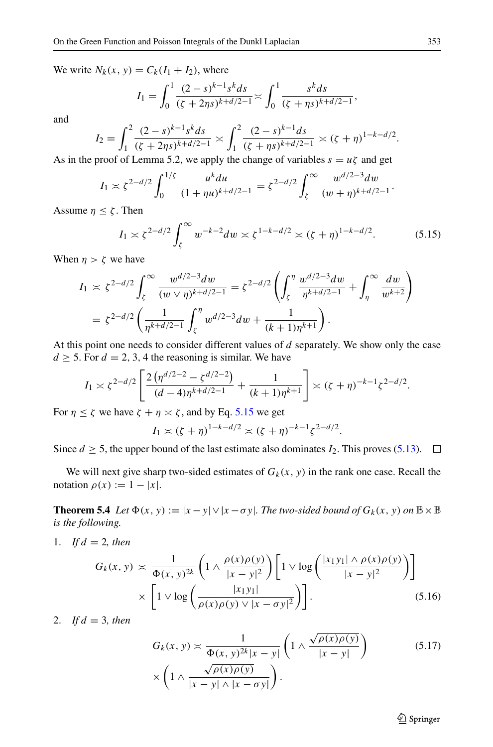We write $N_k(x, y) = C_k(I_1 + I_2)$, where

$$I_1 = \int_0^1 \frac{(2-s)^{k-1} s^k ds}{(\zeta + 2\eta s)^{k+d/2-1}} \asymp \int_0^1 \frac{s^k ds}{(\zeta + \eta s)^{k+d/2-1}},$$

and

$$I_2 = \int_1^2 \frac{(2-s)^{k-1} s^k ds}{(\zeta + 2\eta s)^{k+d/2-1}} \asymp \int_1^2 \frac{(2-s)^{k-1} ds}{(\zeta + \eta s)^{k+d/2-1}} \asymp (\zeta + \eta)^{1-k-d/2}.$$

As in the proof of Lemma 5.2, we apply the change of variables $s = u\zeta$ and get

$$I_1 \asymp \zeta^{2-d/2} \int_0^{1/\zeta} \frac{u^k du}{(1 + \eta u)^{k+d/2-1}} = \zeta^{2-d/2} \int_\zeta^\infty \frac{w^{d/2-3} dw}{(w + \eta)^{k+d/2-1}}.$$

Assume $\eta \le \zeta$. Then

$$I_1 \asymp \zeta^{2-d/2} \int_\zeta^\infty w^{-k-2} dw \asymp \zeta^{1-k-d/2} \asymp (\zeta + \eta)^{1-k-d/2}. \tag{5.15}$$

When $\eta > \zeta$ we have

$$\begin{aligned} I_1 &\asymp \zeta^{2-d/2} \int_\zeta^\infty \frac{w^{d/2-3} dw}{(w \vee \eta)^{k+d/2-1}} = \zeta^{2-d/2} \left( \int_\zeta^\eta \frac{w^{d/2-3} dw}{\eta^{k+d/2-1}} + \int_\eta^\infty \frac{dw}{w^{k+2}} \right) \\ &= \zeta^{2-d/2} \left( \frac{1}{\eta^{k+d/2-1}} \int_\zeta^\eta w^{d/2-3} dw + \frac{1}{(k+1)\eta^{k+1}} \right). \end{aligned}$$

At this point one needs to consider different values of $d$ separately. We show only the case $d \ge 5$. For $d = 2, 3, 4$ the reasoning is similar. We have

$$I_1 \asymp \zeta^{2-d/2} \left[ \frac{2\left(\eta^{d/2-2} - \zeta^{d/2-2}\right)}{(d-4)\eta^{k+d/2-1}} + \frac{1}{(k+1)\eta^{k+1}} \right] \asymp (\zeta + \eta)^{-k-1} \zeta^{2-d/2}.$$

For $\eta \le \zeta$ we have $\zeta + \eta \asymp \zeta$, and by Eq. 5.15 we get

$$I_1 \asymp (\zeta + \eta)^{1-k-d/2} \asymp (\zeta + \eta)^{-k-1} \zeta^{2-d/2}.$$

Since $d \ge 5$, the upper bound of the last estimate also dominates $I_2$. This proves (5.13). □

We will next give sharp two-sided estimates of $G_k(x, y)$ in the rank one case. Recall the notation $\rho(x) := 1 - |x|$.

**Theorem 5.4** *Let $\Phi(x, y) := |x - y| \vee |x - \sigma y|$. The two-sided bound of $G_k(x, y)$ on $\mathbb{B} \times \mathbb{B}$ is the following.*

1. *If $d = 2$, then*

$$\begin{aligned} G_k(x, y) \asymp \; & \frac{1}{\Phi(x, y)^{2k}} \left( 1 \wedge \frac{\rho(x)\rho(y)}{|x - y|^2} \right) \left[ 1 \vee \log \left( \frac{|x_1 y_1| \wedge \rho(x)\rho(y)}{|x - y|^2} \right) \right] \\ & \times \left[ 1 \vee \log \left( \frac{|x_1 y_1|}{\rho(x)\rho(y) \vee |x - \sigma y|^2} \right) \right]. \end{aligned} \tag{5.16}$$

2. *If $d = 3$, then*

$$\begin{aligned} G_k(x, y) \asymp \; & \frac{1}{\Phi(x, y)^{2k} |x - y|} \left( 1 \wedge \frac{\sqrt{\rho(x)\rho(y)}}{|x - y|} \right) \\ & \times \left( 1 \wedge \frac{\sqrt{\rho(x)\rho(y)}}{|x - y| \wedge |x - \sigma y|} \right). \end{aligned} \tag{5.17}$$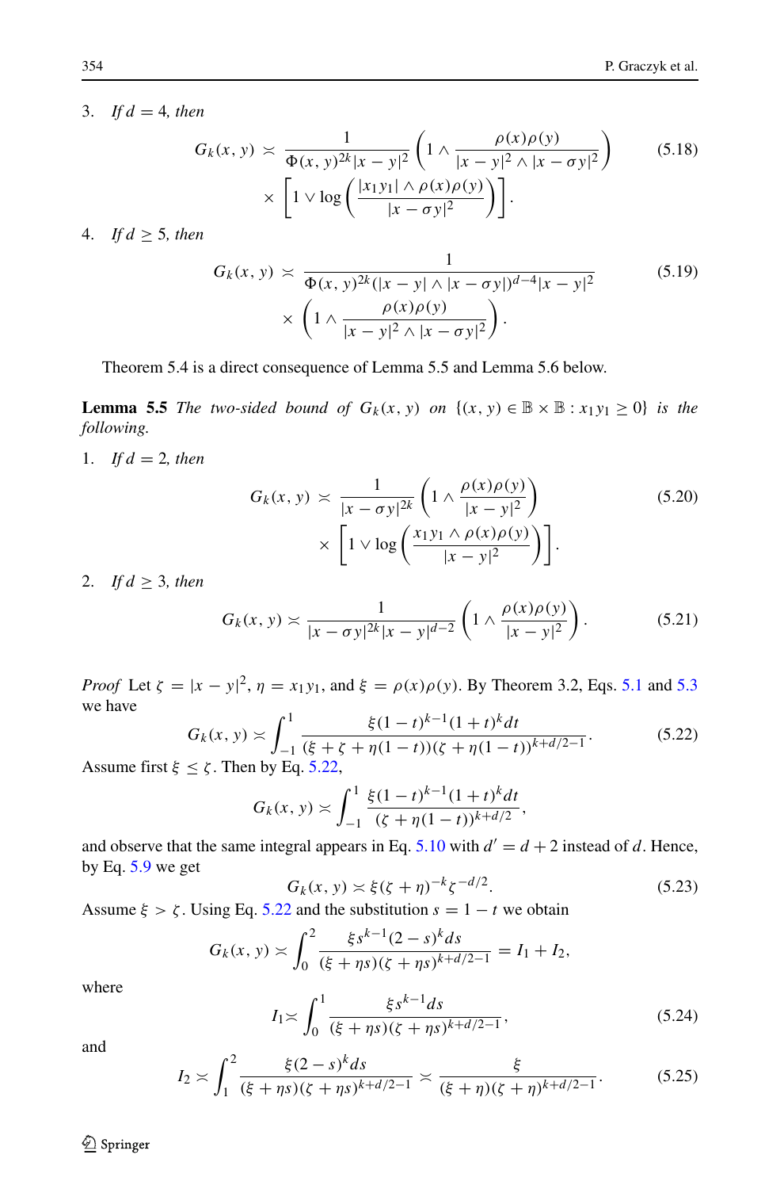3. *If $d = 4$, then*

$$G_k(x, y) \asymp \frac{1}{\Phi(x, y)^{2k}|x-y|^2}\left(1 \wedge \frac{\rho(x)\rho(y)}{|x-y|^2 \wedge |x-\sigma y|^2}\right) \times \left[1 \vee \log\left(\frac{|x_1 y_1| \wedge \rho(x)\rho(y)}{|x-\sigma y|^2}\right)\right]. \tag{5.18}$$

4. *If $d \geq 5$, then*

$$G_k(x, y) \asymp \frac{1}{\Phi(x, y)^{2k}(|x-y| \wedge |x-\sigma y|)^{d-4}|x-y|^2} \times \left(1 \wedge \frac{\rho(x)\rho(y)}{|x-y|^2 \wedge |x-\sigma y|^2}\right). \tag{5.19}$$

Theorem 5.4 is a direct consequence of Lemma 5.5 and Lemma 5.6 below.

**Lemma 5.5** *The two-sided bound of $G_k(x, y)$ on $\{(x, y) \in \mathbb{B} \times \mathbb{B} : x_1 y_1 \geq 0\}$ is the following.*

1. *If $d = 2$, then*

$$G_k(x, y) \asymp \frac{1}{|x-\sigma y|^{2k}}\left(1 \wedge \frac{\rho(x)\rho(y)}{|x-y|^2}\right) \times \left[1 \vee \log\left(\frac{x_1 y_1 \wedge \rho(x)\rho(y)}{|x-y|^2}\right)\right]. \tag{5.20}$$

2. *If $d \geq 3$, then*

$$G_k(x, y) \asymp \frac{1}{|x-\sigma y|^{2k}|x-y|^{d-2}}\left(1 \wedge \frac{\rho(x)\rho(y)}{|x-y|^2}\right). \tag{5.21}$$

*Proof* Let $\zeta = |x-y|^2$, $\eta = x_1 y_1$, and $\xi = \rho(x)\rho(y)$. By Theorem 3.2, Eqs. 5.1 and 5.3 we have

$$G_k(x, y) \asymp \int_{-1}^{1} \frac{\xi(1-t)^{k-1}(1+t)^k dt}{(\xi + \zeta + \eta(1-t))(\zeta + \eta(1-t))^{k+d/2-1}}. \tag{5.22}$$

Assume first $\xi \leq \zeta$. Then by Eq. 5.22,

$$G_k(x, y) \asymp \int_{-1}^{1} \frac{\xi(1-t)^{k-1}(1+t)^k dt}{(\zeta + \eta(1-t))^{k+d/2}},$$

and observe that the same integral appears in Eq. 5.10 with $d' = d + 2$ instead of $d$. Hence, by Eq. 5.9 we get

$$G_k(x, y) \asymp \xi(\zeta + \eta)^{-k}\zeta^{-d/2}. \tag{5.23}$$

Assume $\xi > \zeta$. Using Eq. 5.22 and the substitution $s = 1 - t$ we obtain

$$G_k(x, y) \asymp \int_0^2 \frac{\xi s^{k-1}(2-s)^k ds}{(\xi + \eta s)(\zeta + \eta s)^{k+d/2-1}} = I_1 + I_2,$$

where

$$I_1 \asymp \int_0^1 \frac{\xi s^{k-1} ds}{(\xi + \eta s)(\zeta + \eta s)^{k+d/2-1}}, \tag{5.24}$$

and

$$I_2 \asymp \int_1^2 \frac{\xi(2-s)^k ds}{(\xi + \eta s)(\zeta + \eta s)^{k+d/2-1}} \asymp \frac{\xi}{(\xi + \eta)(\zeta + \eta)^{k+d/2-1}}. \tag{5.25}$$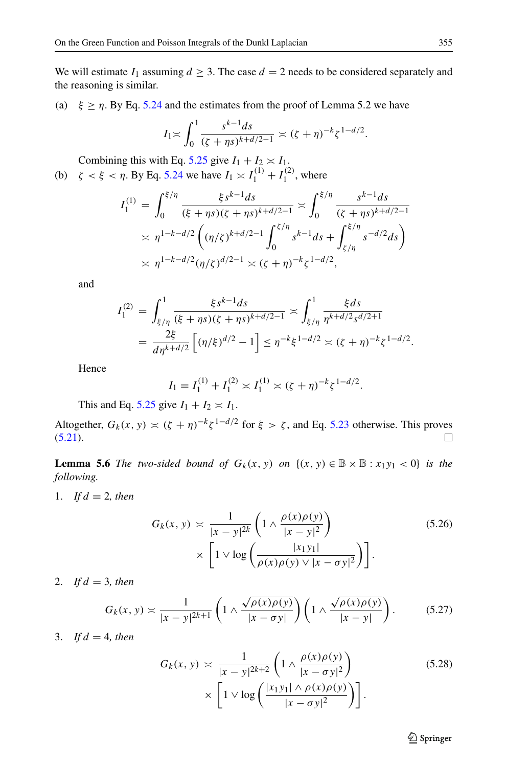We will estimate $I_1$ assuming $d \geq 3$. The case $d = 2$ needs to be considered separately and the reasoning is similar.

(a) $\xi \geq \eta$. By Eq. 5.24 and the estimates from the proof of Lemma 5.2 we have

$$I_1 \asymp \int_0^1 \frac{s^{k-1} ds}{(\zeta + \eta s)^{k+d/2-1}} \asymp (\zeta + \eta)^{-k} \zeta^{1-d/2}.$$

Combining this with Eq. 5.25 give $I_1 + I_2 \asymp I_1$.

(b) $\zeta < \xi < \eta$. By Eq. 5.24 we have $I_1 \asymp I_1^{(1)} + I_1^{(2)}$, where

$$\begin{aligned} I_1^{(1)} &= \int_0^{\xi/\eta} \frac{\xi s^{k-1} ds}{(\xi + \eta s)(\zeta + \eta s)^{k+d/2-1}} \asymp \int_0^{\xi/\eta} \frac{s^{k-1} ds}{(\zeta + \eta s)^{k+d/2-1}} \\ &\asymp \eta^{1-k-d/2} \left( (\eta/\zeta)^{k+d/2-1} \int_0^{\zeta/\eta} s^{k-1} ds + \int_{\zeta/\eta}^{\xi/\eta} s^{-d/2} ds \right) \\ &\asymp \eta^{1-k-d/2} (\eta/\zeta)^{d/2-1} \asymp (\zeta + \eta)^{-k} \zeta^{1-d/2}, \end{aligned}$$

and

$$\begin{aligned} I_1^{(2)} &= \int_{\xi/\eta}^1 \frac{\xi s^{k-1} ds}{(\xi + \eta s)(\zeta + \eta s)^{k+d/2-1}} \asymp \int_{\xi/\eta}^1 \frac{\xi ds}{\eta^{k+d/2} s^{d/2+1}} \\ &= \frac{2\xi}{d\eta^{k+d/2}} \left[ (\eta/\xi)^{d/2} - 1 \right] \leq \eta^{-k} \xi^{1-d/2} \asymp (\zeta + \eta)^{-k} \zeta^{1-d/2}. \end{aligned}$$

Hence

$$I_1 = I_1^{(1)} + I_1^{(2)} \asymp I_1^{(1)} \asymp (\zeta + \eta)^{-k} \zeta^{1-d/2}.$$

This and Eq. 5.25 give $I_1 + I_2 \asymp I_1$.

Altogether, $G_k(x, y) \asymp (\zeta + \eta)^{-k} \zeta^{1-d/2}$ for $\xi > \zeta$, and Eq. 5.23 otherwise. This proves (5.21). □

**Lemma 5.6** *The two-sided bound of $G_k(x, y)$ on $\{(x, y) \in \mathbb{B} \times \mathbb{B} : x_1 y_1 < 0\}$ is the following.*

1. *If $d = 2$, then*

$$G_k(x, y) \asymp \frac{1}{|x - y|^{2k}} \left( 1 \wedge \frac{\rho(x)\rho(y)}{|x - y|^2} \right) \times \left[ 1 \vee \log \left( \frac{|x_1 y_1|}{\rho(x)\rho(y) \vee |x - \sigma y|^2} \right) \right]. \tag{5.26}$$

2. *If $d = 3$, then*

$$G_k(x, y) \asymp \frac{1}{|x - y|^{2k+1}} \left( 1 \wedge \frac{\sqrt{\rho(x)\rho(y)}}{|x - \sigma y|} \right) \left( 1 \wedge \frac{\sqrt{\rho(x)\rho(y)}}{|x - y|} \right). \tag{5.27}$$

3. *If $d = 4$, then*

$$G_k(x, y) \asymp \frac{1}{|x - y|^{2k+2}} \left( 1 \wedge \frac{\rho(x)\rho(y)}{|x - \sigma y|^2} \right) \times \left[ 1 \vee \log \left( \frac{|x_1 y_1| \wedge \rho(x)\rho(y)}{|x - \sigma y|^2} \right) \right]. \tag{5.28}$$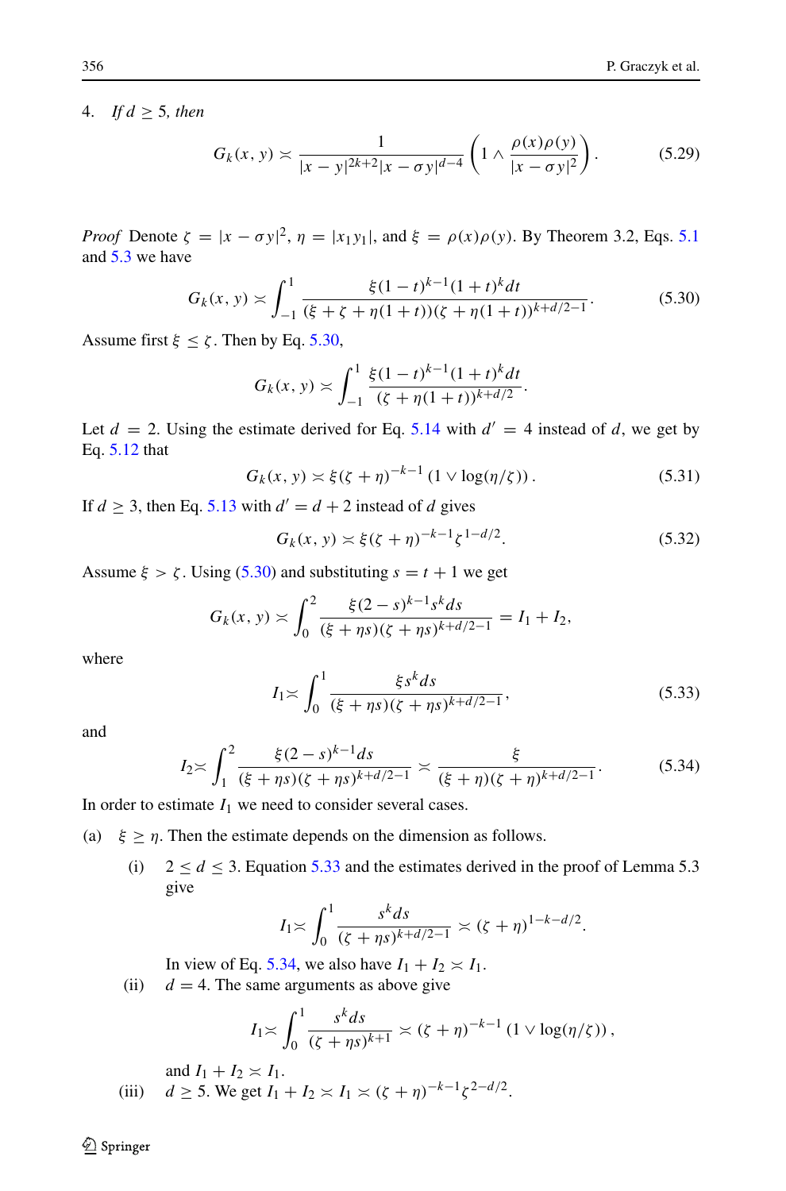4. *If $d \geq 5$, then*

$$G_k(x, y) \asymp \frac{1}{|x-y|^{2k+2}|x-\sigma y|^{d-4}} \left(1 \wedge \frac{\rho(x)\rho(y)}{|x-\sigma y|^2}\right). \tag{5.29}$$

*Proof* Denote $\zeta = |x - \sigma y|^2$, $\eta = |x_1 y_1|$, and $\xi = \rho(x)\rho(y)$. By Theorem 3.2, Eqs. 5.1 and 5.3 we have

$$G_k(x, y) \asymp \int_{-1}^{1} \frac{\xi(1-t)^{k-1}(1+t)^k dt}{(\xi+\zeta+\eta(1+t))(\zeta+\eta(1+t))^{k+d/2-1}}. \tag{5.30}$$

Assume first $\xi \leq \zeta$. Then by Eq. 5.30,

$$G_k(x, y) \asymp \int_{-1}^{1} \frac{\xi(1-t)^{k-1}(1+t)^k dt}{(\zeta+\eta(1+t))^{k+d/2}}.$$

Let $d = 2$. Using the estimate derived for Eq. 5.14 with $d' = 4$ instead of $d$, we get by Eq. 5.12 that

$$G_k(x, y) \asymp \xi(\zeta+\eta)^{-k-1}\left(1 \vee \log(\eta/\zeta)\right). \tag{5.31}$$

If $d \geq 3$, then Eq. 5.13 with $d' = d + 2$ instead of $d$ gives

$$G_k(x, y) \asymp \xi(\zeta+\eta)^{-k-1}\zeta^{1-d/2}. \tag{5.32}$$

Assume $\xi > \zeta$. Using (5.30) and substituting $s = t + 1$ we get

$$G_k(x, y) \asymp \int_0^2 \frac{\xi(2-s)^{k-1}s^k ds}{(\xi+\eta s)(\zeta+\eta s)^{k+d/2-1}} = I_1 + I_2,$$

where

$$I_1 \asymp \int_0^1 \frac{\xi s^k ds}{(\xi+\eta s)(\zeta+\eta s)^{k+d/2-1}}, \tag{5.33}$$

and

$$I_2 \asymp \int_1^2 \frac{\xi(2-s)^{k-1} ds}{(\xi+\eta s)(\zeta+\eta s)^{k+d/2-1}} \asymp \frac{\xi}{(\xi+\eta)(\zeta+\eta)^{k+d/2-1}}. \tag{5.34}$$

In order to estimate $I_1$ we need to consider several cases.

(a) $\xi \geq \eta$. Then the estimate depends on the dimension as follows.

(i) $2 \leq d \leq 3$. Equation 5.33 and the estimates derived in the proof of Lemma 5.3 give

$$I_1 \asymp \int_0^1 \frac{s^k ds}{(\zeta+\eta s)^{k+d/2-1}} \asymp (\zeta+\eta)^{1-k-d/2}.$$

In view of Eq. 5.34, we also have $I_1 + I_2 \asymp I_1$.

(ii) $d = 4$. The same arguments as above give

$$I_1 \asymp \int_0^1 \frac{s^k ds}{(\zeta+\eta s)^{k+1}} \asymp (\zeta+\eta)^{-k-1}\left(1 \vee \log(\eta/\zeta)\right),$$

and $I_1 + I_2 \asymp I_1$.

(iii) $d \geq 5$. We get $I_1 + I_2 \asymp I_1 \asymp (\zeta+\eta)^{-k-1}\zeta^{2-d/2}$.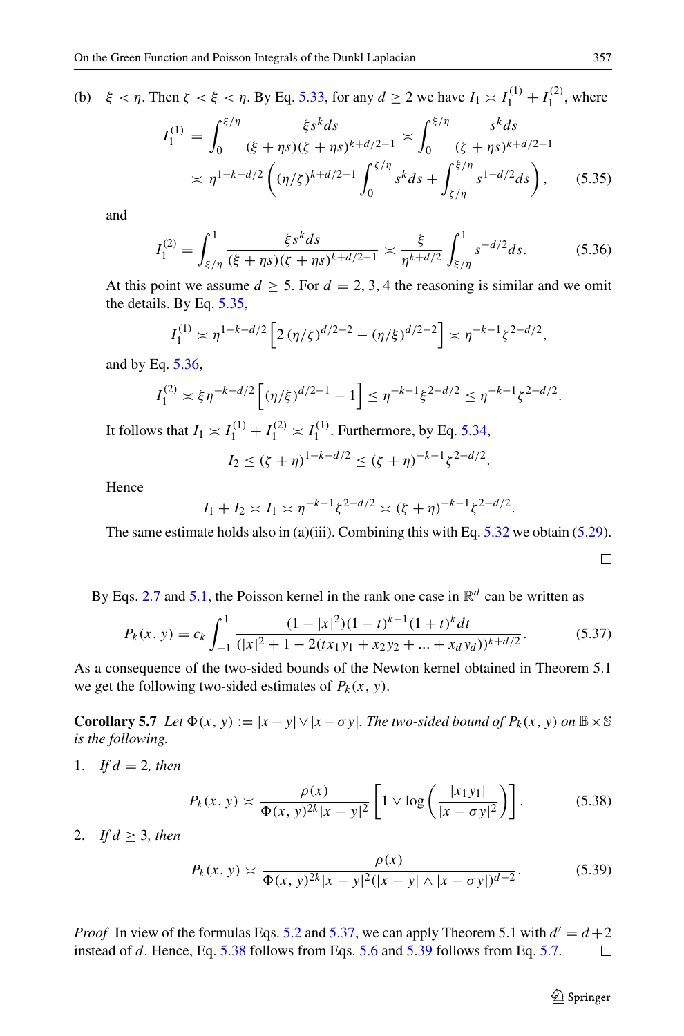(b) $\xi < \eta$. Then $\zeta < \xi < \eta$. By Eq. 5.33, for any $d \geq 2$ we have $I_1 \asymp I_1^{(1)} + I_1^{(2)}$, where

$$I_1^{(1)} = \int_0^{\xi/\eta} \frac{\xi s^k ds}{(\xi + \eta s)(\zeta + \eta s)^{k+d/2-1}} \asymp \int_0^{\xi/\eta} \frac{s^k ds}{(\zeta + \eta s)^{k+d/2-1}}$$
$$\asymp \eta^{1-k-d/2} \left( (\eta/\zeta)^{k+d/2-1} \int_0^{\zeta/\eta} s^k ds + \int_{\zeta/\eta}^{\xi/\eta} s^{1-d/2} ds \right), \tag{5.35}$$

and

$$I_1^{(2)} = \int_{\xi/\eta}^1 \frac{\xi s^k ds}{(\xi + \eta s)(\zeta + \eta s)^{k+d/2-1}} \asymp \frac{\xi}{\eta^{k+d/2}} \int_{\xi/\eta}^1 s^{-d/2} ds. \tag{5.36}$$

At this point we assume $d \geq 5$. For $d = 2, 3, 4$ the reasoning is similar and we omit the details. By Eq. 5.35,

$$I_1^{(1)} \asymp \eta^{1-k-d/2} \left[ 2 (\eta/\zeta)^{d/2-2} - (\eta/\xi)^{d/2-2} \right] \asymp \eta^{-k-1} \zeta^{2-d/2},$$

and by Eq. 5.36,

$$I_1^{(2)} \asymp \xi \eta^{-k-d/2} \left[ (\eta/\xi)^{d/2-1} - 1 \right] \leq \eta^{-k-1} \xi^{2-d/2} \leq \eta^{-k-1} \zeta^{2-d/2}.$$

It follows that $I_1 \asymp I_1^{(1)} + I_1^{(2)} \asymp I_1^{(1)}$. Furthermore, by Eq. 5.34,

$$I_2 \leq (\zeta + \eta)^{1-k-d/2} \leq (\zeta + \eta)^{-k-1} \zeta^{2-d/2}.$$

Hence

$$I_1 + I_2 \asymp I_1 \asymp \eta^{-k-1} \zeta^{2-d/2} \asymp (\zeta + \eta)^{-k-1} \zeta^{2-d/2}.$$

The same estimate holds also in (a)(iii). Combining this with Eq. 5.32 we obtain (5.29).

□

By Eqs. 2.7 and 5.1, the Poisson kernel in the rank one case in $\mathbb{R}^d$ can be written as

$$P_k(x, y) = c_k \int_{-1}^1 \frac{(1 - |x|^2)(1 - t)^{k-1}(1 + t)^k dt}{(|x|^2 + 1 - 2(t x_1 y_1 + x_2 y_2 + \ldots + x_d y_d))^{k+d/2}}. \tag{5.37}$$

As a consequence of the two-sided bounds of the Newton kernel obtained in Theorem 5.1 we get the following two-sided estimates of $P_k(x, y)$.

**Corollary 5.7** *Let $\Phi(x, y) := |x - y| \vee |x - \sigma y|$. The two-sided bound of $P_k(x, y)$ on $\mathbb{B} \times \mathbb{S}$ is the following.*

1. *If $d = 2$, then*

$$P_k(x, y) \asymp \frac{\rho(x)}{\Phi(x, y)^{2k} |x - y|^2} \left[ 1 \vee \log \left( \frac{|x_1 y_1|}{|x - \sigma y|^2} \right) \right]. \tag{5.38}$$

2. *If $d \geq 3$, then*

$$P_k(x, y) \asymp \frac{\rho(x)}{\Phi(x, y)^{2k} |x - y|^2 (|x - y| \wedge |x - \sigma y|)^{d-2}}. \tag{5.39}$$

*Proof* In view of the formulas Eqs. 5.2 and 5.37, we can apply Theorem 5.1 with $d' = d + 2$ instead of $d$. Hence, Eq. 5.38 follows from Eqs. 5.6 and 5.39 follows from Eq. 5.7. □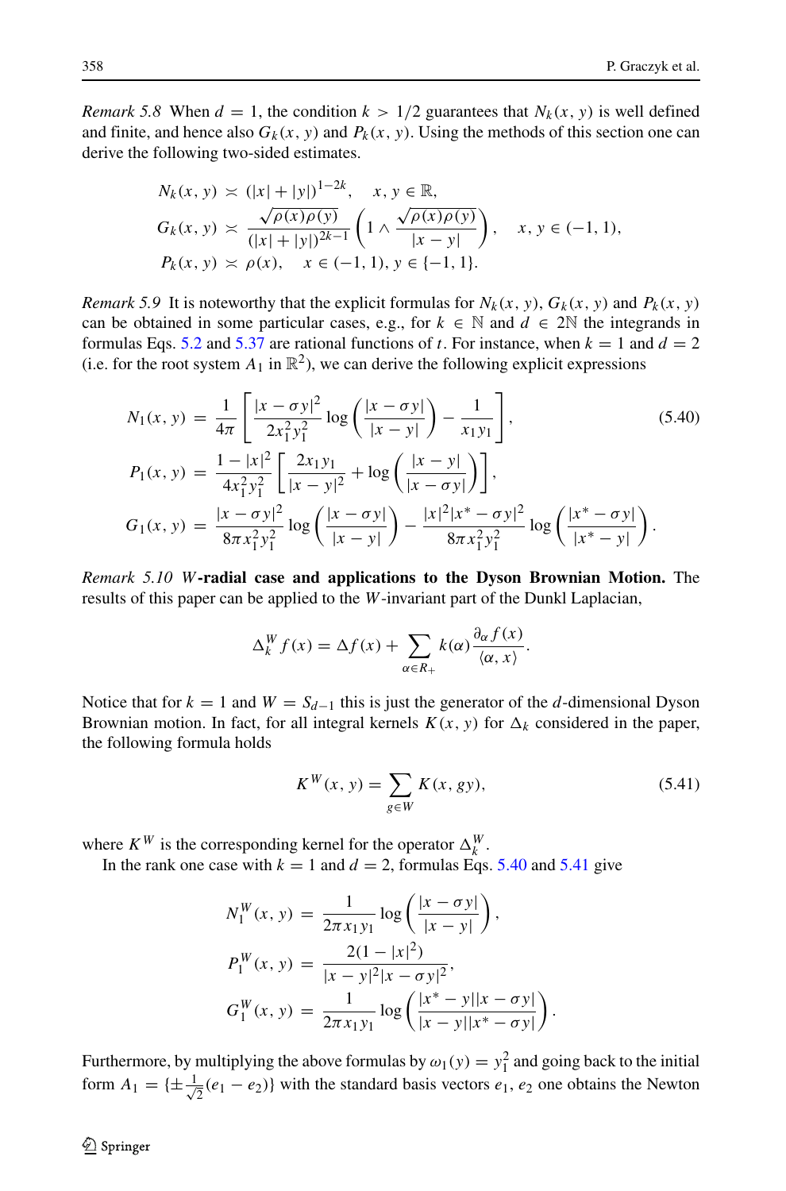*Remark 5.8* When $d = 1$, the condition $k > 1/2$ guarantees that $N_k(x, y)$ is well defined and finite, and hence also $G_k(x, y)$ and $P_k(x, y)$. Using the methods of this section one can derive the following two-sided estimates.

$$
\begin{aligned}
N_k(x, y) &\asymp (|x| + |y|)^{1-2k}, \quad x, y \in \mathbb{R}, \\
G_k(x, y) &\asymp \frac{\sqrt{\rho(x)\rho(y)}}{(|x| + |y|)^{2k-1}} \left(1 \wedge \frac{\sqrt{\rho(x)\rho(y)}}{|x - y|}\right), \quad x, y \in (-1, 1), \\
P_k(x, y) &\asymp \rho(x), \quad x \in (-1, 1), y \in \{-1, 1\}.
\end{aligned}
$$

*Remark 5.9* It is noteworthy that the explicit formulas for $N_k(x, y)$, $G_k(x, y)$ and $P_k(x, y)$ can be obtained in some particular cases, e.g., for $k \in \mathbb{N}$ and $d \in 2\mathbb{N}$ the integrands in formulas Eqs. 5.2 and 5.37 are rational functions of $t$. For instance, when $k = 1$ and $d = 2$ (i.e. for the root system $A_1$ in $\mathbb{R}^2$), we can derive the following explicit expressions

$$
\begin{aligned}
N_1(x, y) &= \frac{1}{4\pi}\left[\frac{|x - \sigma y|^2}{2x_1^2 y_1^2} \log\left(\frac{|x - \sigma y|}{|x - y|}\right) - \frac{1}{x_1 y_1}\right], \\
P_1(x, y) &= \frac{1 - |x|^2}{4x_1^2 y_1^2}\left[\frac{2x_1 y_1}{|x - y|^2} + \log\left(\frac{|x - y|}{|x - \sigma y|}\right)\right], \\
G_1(x, y) &= \frac{|x - \sigma y|^2}{8\pi x_1^2 y_1^2} \log\left(\frac{|x - \sigma y|}{|x - y|}\right) - \frac{|x|^2 |x^* - \sigma y|^2}{8\pi x_1^2 y_1^2} \log\left(\frac{|x^* - \sigma y|}{|x^* - y|}\right).
\end{aligned}
\tag{5.40}
$$

*Remark 5.10* ***W*-radial case and applications to the Dyson Brownian Motion.** The results of this paper can be applied to the $W$-invariant part of the Dunkl Laplacian,

$$
\Delta_k^W f(x) = \Delta f(x) + \sum_{\alpha \in R_+} k(\alpha) \frac{\partial_\alpha f(x)}{\langle \alpha, x \rangle}.
$$

Notice that for $k = 1$ and $W = S_{d-1}$ this is just the generator of the $d$-dimensional Dyson Brownian motion. In fact, for all integral kernels $K(x, y)$ for $\Delta_k$ considered in the paper, the following formula holds

$$
K^W(x, y) = \sum_{g \in W} K(x, gy), \tag{5.41}
$$

where $K^W$ is the corresponding kernel for the operator $\Delta_k^W$.

In the rank one case with $k = 1$ and $d = 2$, formulas Eqs. 5.40 and 5.41 give

$$
\begin{aligned}
N_1^W(x, y) &= \frac{1}{2\pi x_1 y_1} \log\left(\frac{|x - \sigma y|}{|x - y|}\right), \\
P_1^W(x, y) &= \frac{2(1 - |x|^2)}{|x - y|^2 |x - \sigma y|^2}, \\
G_1^W(x, y) &= \frac{1}{2\pi x_1 y_1} \log\left(\frac{|x^* - y||x - \sigma y|}{|x - y||x^* - \sigma y|}\right).
\end{aligned}
$$

Furthermore, by multiplying the above formulas by $\omega_1(y) = y_1^2$ and going back to the initial form $A_1 = \{\pm\frac{1}{\sqrt{2}}(e_1 - e_2)\}$ with the standard basis vectors $e_1, e_2$ one obtains the Newton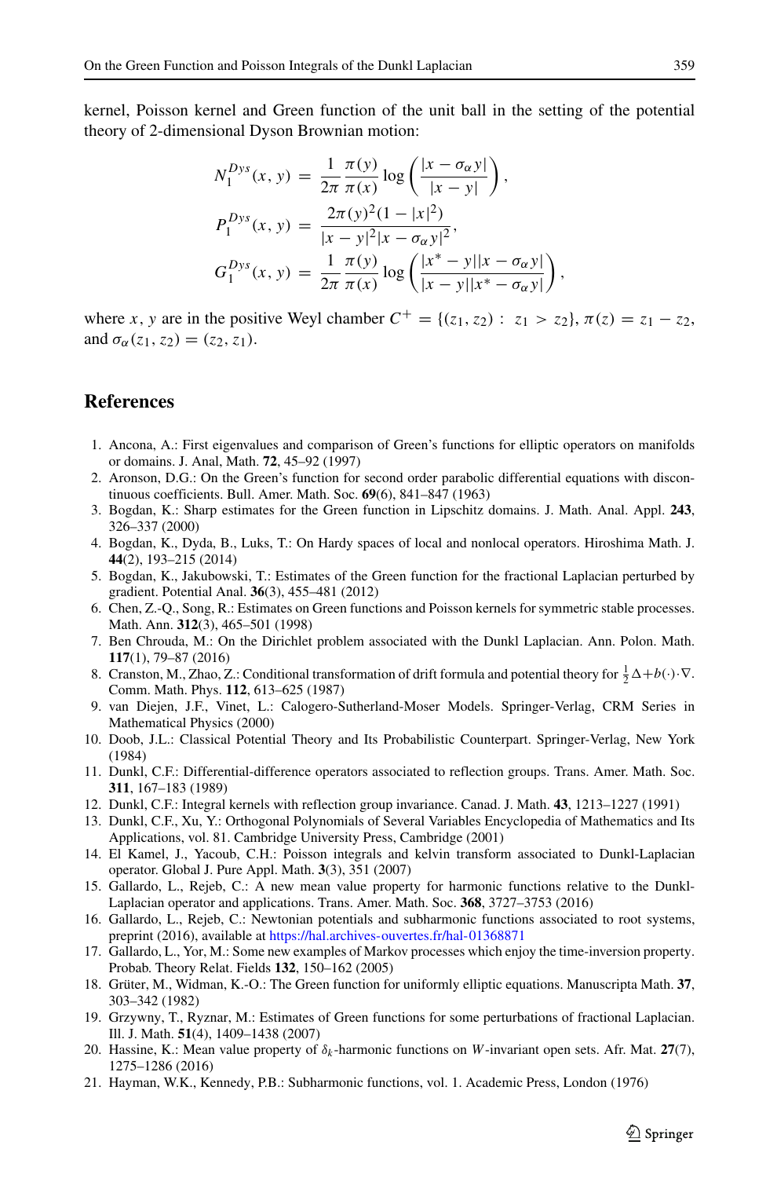kernel, Poisson kernel and Green function of the unit ball in the setting of the potential theory of 2-dimensional Dyson Brownian motion:

$$N_1^{Dys}(x,y) = \frac{1}{2\pi}\frac{\pi(y)}{\pi(x)}\log\left(\frac{|x-\sigma_\alpha y|}{|x-y|}\right),$$

$$P_1^{Dys}(x,y) = \frac{2\pi(y)^2(1-|x|^2)}{|x-y|^2|x-\sigma_\alpha y|^2},$$

$$G_1^{Dys}(x,y) = \frac{1}{2\pi}\frac{\pi(y)}{\pi(x)}\log\left(\frac{|x^*-y||x-\sigma_\alpha y|}{|x-y||x^*-\sigma_\alpha y|}\right),$$

where $x, y$ are in the positive Weyl chamber $C^+ = \{(z_1, z_2) : z_1 > z_2\}$, $\pi(z) = z_1 - z_2$, and $\sigma_\alpha(z_1, z_2) = (z_2, z_1)$.

## References

1. Ancona, A.: First eigenvalues and comparison of Green's functions for elliptic operators on manifolds or domains. J. Anal, Math. **72**, 45–92 (1997)
2. Aronson, D.G.: On the Green's function for second order parabolic differential equations with discontinuous coefficients. Bull. Amer. Math. Soc. **69**(6), 841–847 (1963)
3. Bogdan, K.: Sharp estimates for the Green function in Lipschitz domains. J. Math. Anal. Appl. **243**, 326–337 (2000)
4. Bogdan, K., Dyda, B., Luks, T.: On Hardy spaces of local and nonlocal operators. Hiroshima Math. J. **44**(2), 193–215 (2014)
5. Bogdan, K., Jakubowski, T.: Estimates of the Green function for the fractional Laplacian perturbed by gradient. Potential Anal. **36**(3), 455–481 (2012)
6. Chen, Z.-Q., Song, R.: Estimates on Green functions and Poisson kernels for symmetric stable processes. Math. Ann. **312**(3), 465–501 (1998)
7. Ben Chrouda, M.: On the Dirichlet problem associated with the Dunkl Laplacian. Ann. Polon. Math. **117**(1), 79–87 (2016)
8. Cranston, M., Zhao, Z.: Conditional transformation of drift formula and potential theory for $\frac{1}{2}\Delta + b(\cdot)\cdot\nabla$. Comm. Math. Phys. **112**, 613–625 (1987)
9. van Diejen, J.F., Vinet, L.: Calogero-Sutherland-Moser Models. Springer-Verlag, CRM Series in Mathematical Physics (2000)
10. Doob, J.L.: Classical Potential Theory and Its Probabilistic Counterpart. Springer-Verlag, New York (1984)
11. Dunkl, C.F.: Differential-difference operators associated to reflection groups. Trans. Amer. Math. Soc. **311**, 167–183 (1989)
12. Dunkl, C.F.: Integral kernels with reflection group invariance. Canad. J. Math. **43**, 1213–1227 (1991)
13. Dunkl, C.F., Xu, Y.: Orthogonal Polynomials of Several Variables Encyclopedia of Mathematics and Its Applications, vol. 81. Cambridge University Press, Cambridge (2001)
14. El Kamel, J., Yacoub, C.H.: Poisson integrals and kelvin transform associated to Dunkl-Laplacian operator. Global J. Pure Appl. Math. **3**(3), 351 (2007)
15. Gallardo, L., Rejeb, C.: A new mean value property for harmonic functions relative to the Dunkl-Laplacian operator and applications. Trans. Amer. Math. Soc. **368**, 3727–3753 (2016)
16. Gallardo, L., Rejeb, C.: Newtonian potentials and subharmonic functions associated to root systems, preprint (2016), available at https://hal.archives-ouvertes.fr/hal-01368871
17. Gallardo, L., Yor, M.: Some new examples of Markov processes which enjoy the time-inversion property. Probab. Theory Relat. Fields **132**, 150–162 (2005)
18. Grüter, M., Widman, K.-O.: The Green function for uniformly elliptic equations. Manuscripta Math. **37**, 303–342 (1982)
19. Grzywny, T., Ryznar, M.: Estimates of Green functions for some perturbations of fractional Laplacian. Ill. J. Math. **51**(4), 1409–1438 (2007)
20. Hassine, K.: Mean value property of $\delta_k$-harmonic functions on $W$-invariant open sets. Afr. Mat. **27**(7), 1275–1286 (2016)
21. Hayman, W.K., Kennedy, P.B.: Subharmonic functions, vol. 1. Academic Press, London (1976)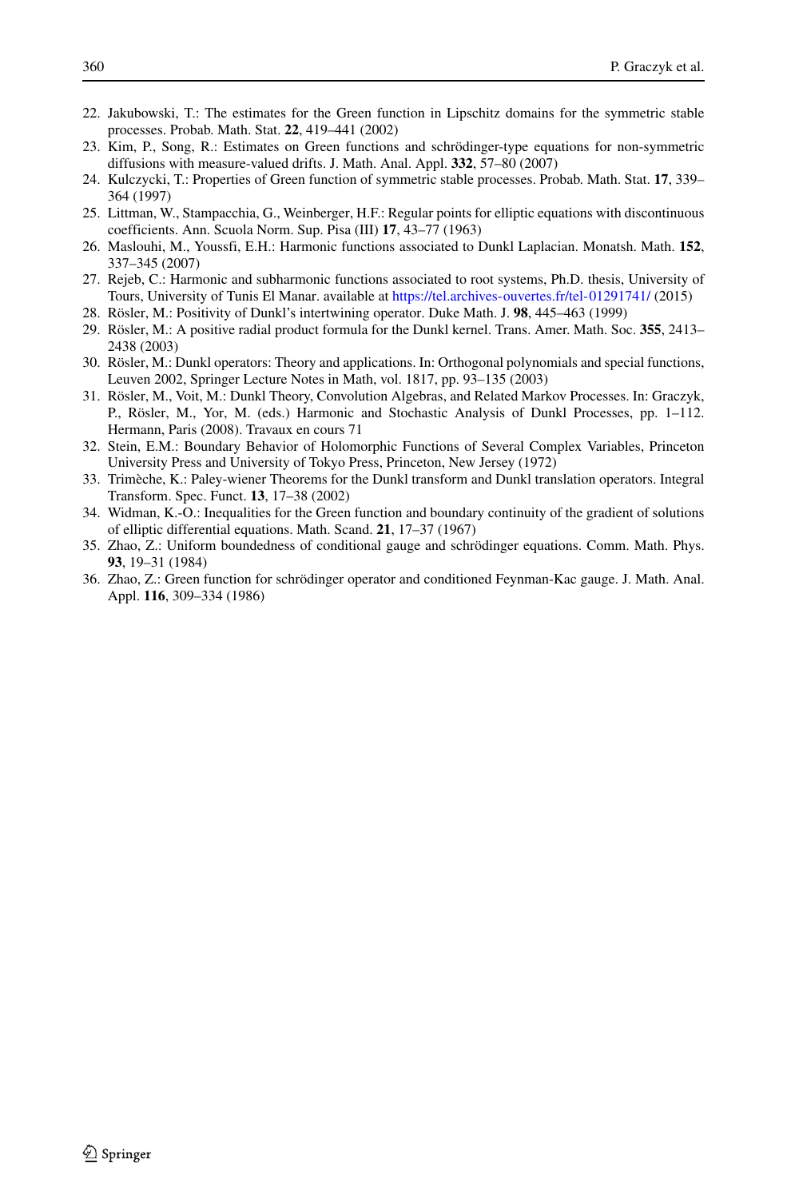22. Jakubowski, T.: The estimates for the Green function in Lipschitz domains for the symmetric stable processes. Probab. Math. Stat. **22**, 419–441 (2002)
23. Kim, P., Song, R.: Estimates on Green functions and schrödinger-type equations for non-symmetric diffusions with measure-valued drifts. J. Math. Anal. Appl. **332**, 57–80 (2007)
24. Kulczycki, T.: Properties of Green function of symmetric stable processes. Probab. Math. Stat. **17**, 339–364 (1997)
25. Littman, W., Stampacchia, G., Weinberger, H.F.: Regular points for elliptic equations with discontinuous coefficients. Ann. Scuola Norm. Sup. Pisa (III) **17**, 43–77 (1963)
26. Maslouhi, M., Youssfi, E.H.: Harmonic functions associated to Dunkl Laplacian. Monatsh. Math. **152**, 337–345 (2007)
27. Rejeb, C.: Harmonic and subharmonic functions associated to root systems, Ph.D. thesis, University of Tours, University of Tunis El Manar. available at https://tel.archives-ouvertes.fr/tel-01291741/ (2015)
28. Rösler, M.: Positivity of Dunkl's intertwining operator. Duke Math. J. **98**, 445–463 (1999)
29. Rösler, M.: A positive radial product formula for the Dunkl kernel. Trans. Amer. Math. Soc. **355**, 2413–2438 (2003)
30. Rösler, M.: Dunkl operators: Theory and applications. In: Orthogonal polynomials and special functions, Leuven 2002, Springer Lecture Notes in Math, vol. 1817, pp. 93–135 (2003)
31. Rösler, M., Voit, M.: Dunkl Theory, Convolution Algebras, and Related Markov Processes. In: Graczyk, P., Rösler, M., Yor, M. (eds.) Harmonic and Stochastic Analysis of Dunkl Processes, pp. 1–112. Hermann, Paris (2008). Travaux en cours 71
32. Stein, E.M.: Boundary Behavior of Holomorphic Functions of Several Complex Variables, Princeton University Press and University of Tokyo Press, Princeton, New Jersey (1972)
33. Trimèche, K.: Paley-wiener Theorems for the Dunkl transform and Dunkl translation operators. Integral Transform. Spec. Funct. **13**, 17–38 (2002)
34. Widman, K.-O.: Inequalities for the Green function and boundary continuity of the gradient of solutions of elliptic differential equations. Math. Scand. **21**, 17–37 (1967)
35. Zhao, Z.: Uniform boundedness of conditional gauge and schrödinger equations. Comm. Math. Phys. **93**, 19–31 (1984)
36. Zhao, Z.: Green function for schrödinger operator and conditioned Feynman-Kac gauge. J. Math. Anal. Appl. **116**, 309–334 (1986)